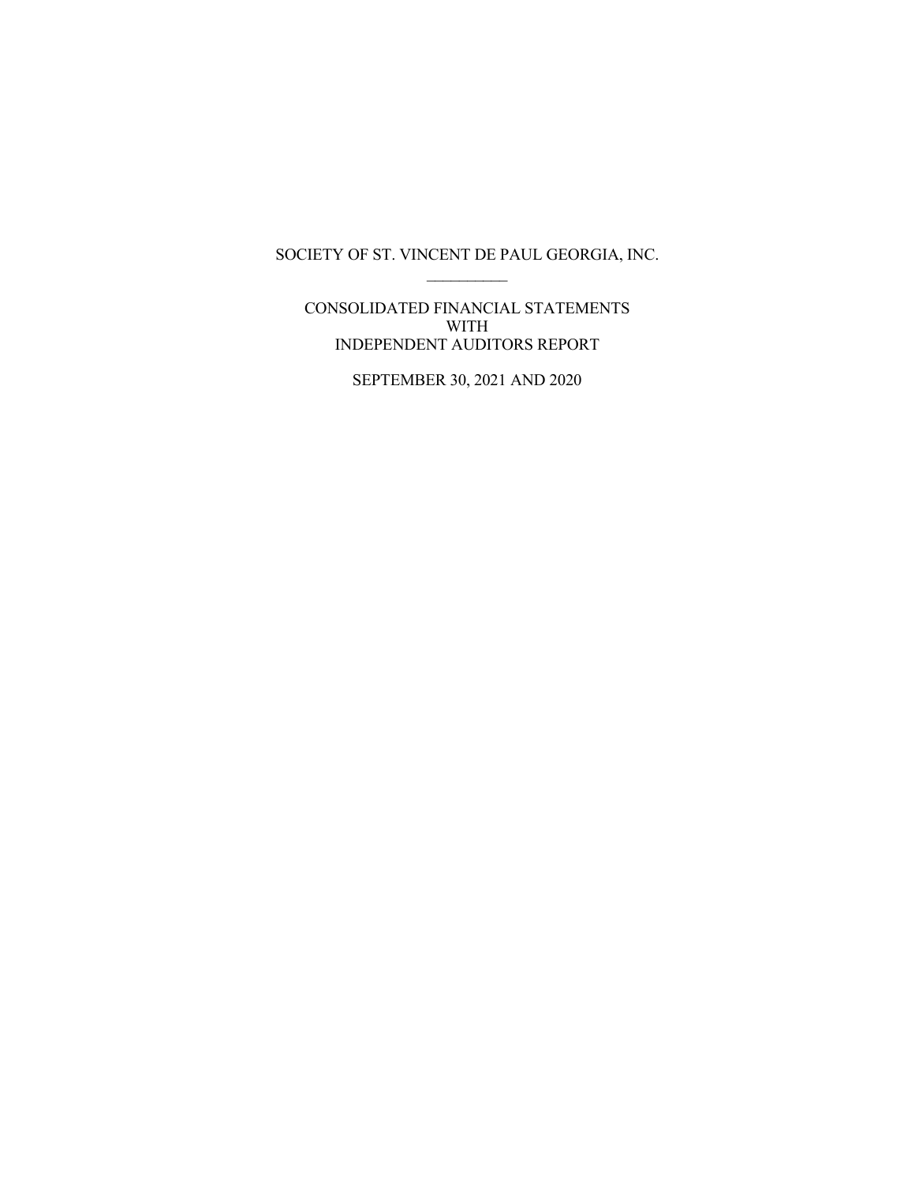# SOCIETY OF ST. VINCENT DE PAUL GEORGIA, INC.

---

CONSOLIDATED FINANCIAL STATEMENTS
WITH
INDEPENDENT AUDITORS REPORT

SEPTEMBER 30, 2021 AND 2020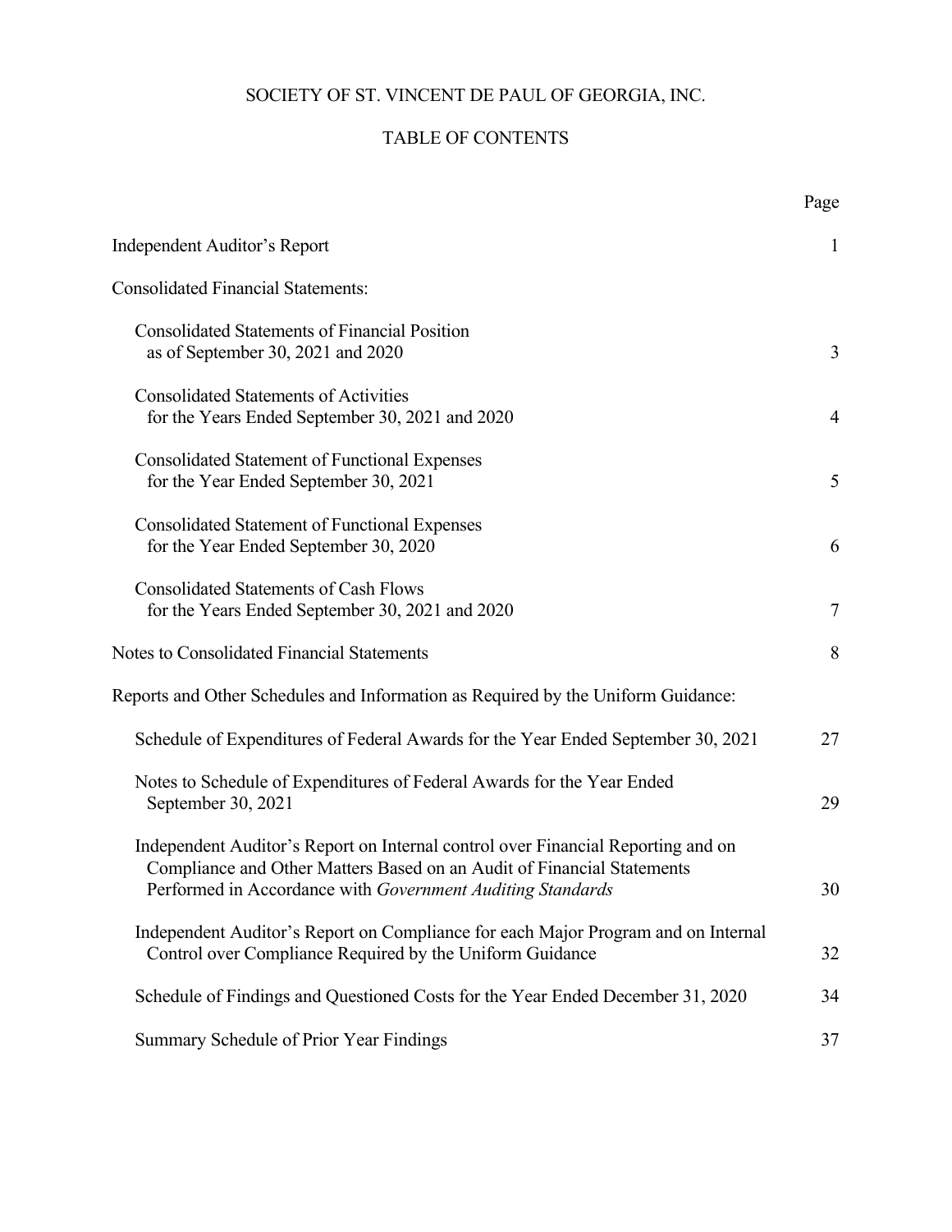# SOCIETY OF ST. VINCENT DE PAUL OF GEORGIA, INC.

## TABLE OF CONTENTS

| | Page |
|---|---|
| Independent Auditor's Report | 1 |
| Consolidated Financial Statements: | |
| Consolidated Statements of Financial Position as of September 30, 2021 and 2020 | 3 |
| Consolidated Statements of Activities for the Years Ended September 30, 2021 and 2020 | 4 |
| Consolidated Statement of Functional Expenses for the Year Ended September 30, 2021 | 5 |
| Consolidated Statement of Functional Expenses for the Year Ended September 30, 2020 | 6 |
| Consolidated Statements of Cash Flows for the Years Ended September 30, 2021 and 2020 | 7 |
| Notes to Consolidated Financial Statements | 8 |
| Reports and Other Schedules and Information as Required by the Uniform Guidance: | |
| Schedule of Expenditures of Federal Awards for the Year Ended September 30, 2021 | 27 |
| Notes to Schedule of Expenditures of Federal Awards for the Year Ended September 30, 2021 | 29 |
| Independent Auditor's Report on Internal control over Financial Reporting and on Compliance and Other Matters Based on an Audit of Financial Statements Performed in Accordance with *Government Auditing Standards* | 30 |
| Independent Auditor's Report on Compliance for each Major Program and on Internal Control over Compliance Required by the Uniform Guidance | 32 |
| Schedule of Findings and Questioned Costs for the Year Ended December 31, 2020 | 34 |
| Summary Schedule of Prior Year Findings | 37 |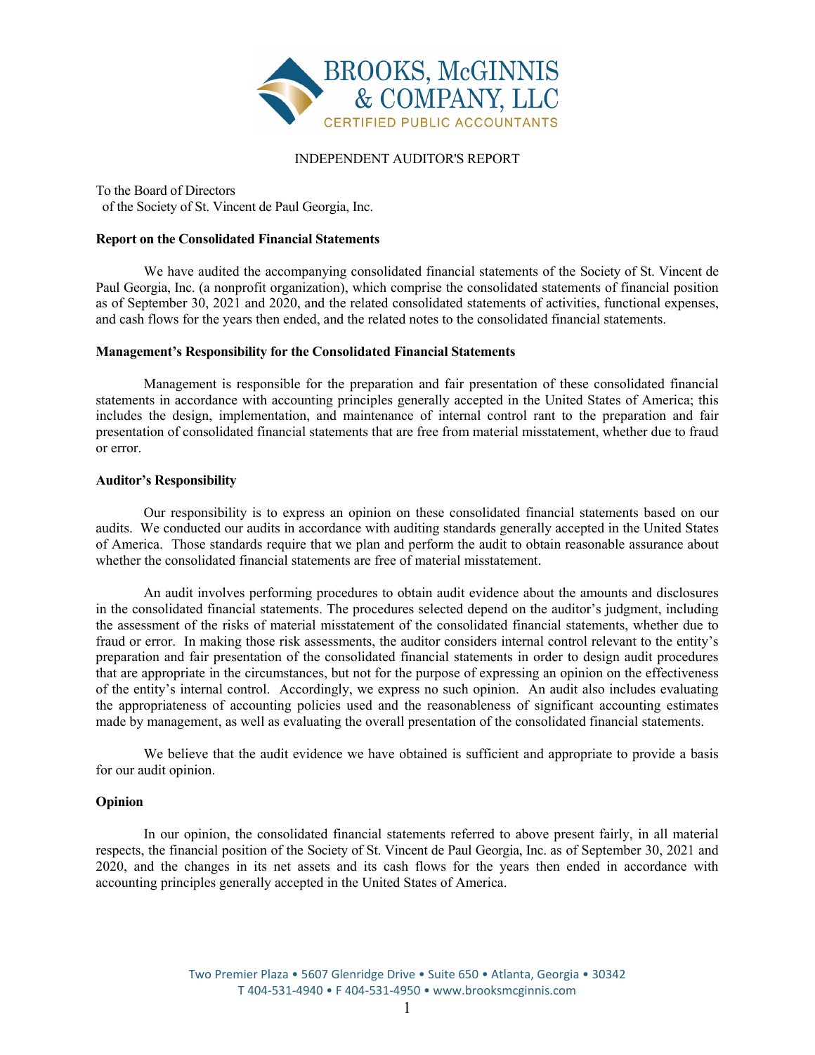BROOKS, McGINNIS & COMPANY, LLC
CERTIFIED PUBLIC ACCOUNTANTS

# INDEPENDENT AUDITOR'S REPORT

To the Board of Directors
of the Society of St. Vincent de Paul Georgia, Inc.

**Report on the Consolidated Financial Statements**

We have audited the accompanying consolidated financial statements of the Society of St. Vincent de Paul Georgia, Inc. (a nonprofit organization), which comprise the consolidated statements of financial position as of September 30, 2021 and 2020, and the related consolidated statements of activities, functional expenses, and cash flows for the years then ended, and the related notes to the consolidated financial statements.

**Management's Responsibility for the Consolidated Financial Statements**

Management is responsible for the preparation and fair presentation of these consolidated financial statements in accordance with accounting principles generally accepted in the United States of America; this includes the design, implementation, and maintenance of internal control rant to the preparation and fair presentation of consolidated financial statements that are free from material misstatement, whether due to fraud or error.

**Auditor's Responsibility**

Our responsibility is to express an opinion on these consolidated financial statements based on our audits. We conducted our audits in accordance with auditing standards generally accepted in the United States of America. Those standards require that we plan and perform the audit to obtain reasonable assurance about whether the consolidated financial statements are free of material misstatement.

An audit involves performing procedures to obtain audit evidence about the amounts and disclosures in the consolidated financial statements. The procedures selected depend on the auditor's judgment, including the assessment of the risks of material misstatement of the consolidated financial statements, whether due to fraud or error. In making those risk assessments, the auditor considers internal control relevant to the entity's preparation and fair presentation of the consolidated financial statements in order to design audit procedures that are appropriate in the circumstances, but not for the purpose of expressing an opinion on the effectiveness of the entity's internal control. Accordingly, we express no such opinion. An audit also includes evaluating the appropriateness of accounting policies used and the reasonableness of significant accounting estimates made by management, as well as evaluating the overall presentation of the consolidated financial statements.

We believe that the audit evidence we have obtained is sufficient and appropriate to provide a basis for our audit opinion.

**Opinion**

In our opinion, the consolidated financial statements referred to above present fairly, in all material respects, the financial position of the Society of St. Vincent de Paul Georgia, Inc. as of September 30, 2021 and 2020, and the changes in its net assets and its cash flows for the years then ended in accordance with accounting principles generally accepted in the United States of America.

Two Premier Plaza • 5607 Glenridge Drive • Suite 650 • Atlanta, Georgia • 30342
T 404-531-4940 • F 404-531-4950 • www.brooksmcginnis.com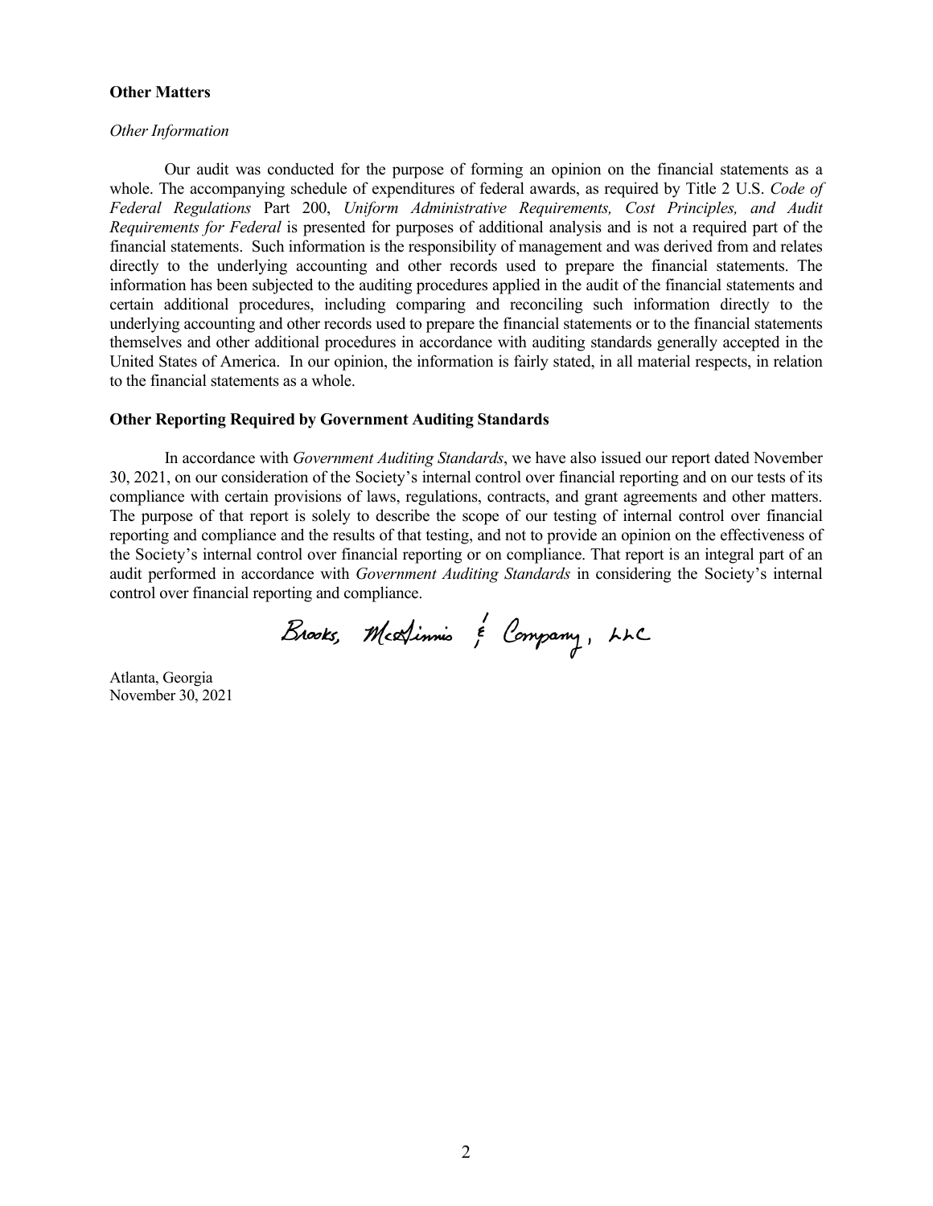**Other Matters**

*Other Information*

Our audit was conducted for the purpose of forming an opinion on the financial statements as a whole. The accompanying schedule of expenditures of federal awards, as required by Title 2 U.S. *Code of Federal Regulations* Part 200, *Uniform Administrative Requirements, Cost Principles, and Audit Requirements for Federal* is presented for purposes of additional analysis and is not a required part of the financial statements. Such information is the responsibility of management and was derived from and relates directly to the underlying accounting and other records used to prepare the financial statements. The information has been subjected to the auditing procedures applied in the audit of the financial statements and certain additional procedures, including comparing and reconciling such information directly to the underlying accounting and other records used to prepare the financial statements or to the financial statements themselves and other additional procedures in accordance with auditing standards generally accepted in the United States of America. In our opinion, the information is fairly stated, in all material respects, in relation to the financial statements as a whole.

**Other Reporting Required by Government Auditing Standards**

In accordance with *Government Auditing Standards*, we have also issued our report dated November 30, 2021, on our consideration of the Society's internal control over financial reporting and on our tests of its compliance with certain provisions of laws, regulations, contracts, and grant agreements and other matters. The purpose of that report is solely to describe the scope of our testing of internal control over financial reporting and compliance and the results of that testing, and not to provide an opinion on the effectiveness of the Society's internal control over financial reporting or on compliance. That report is an integral part of an audit performed in accordance with *Government Auditing Standards* in considering the Society's internal control over financial reporting and compliance.

Brooks, McGinnis & Company, LLC

Atlanta, Georgia
November 30, 2021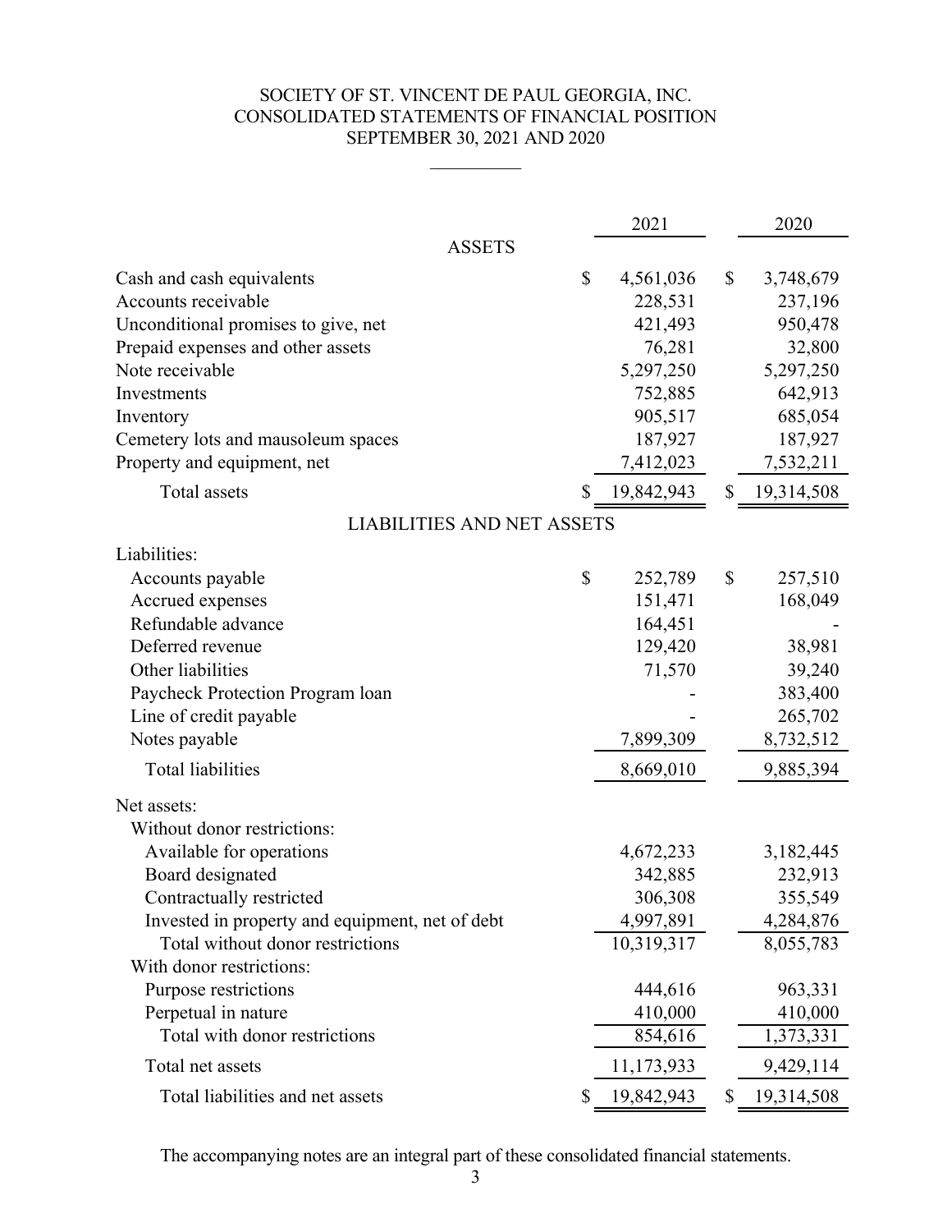# SOCIETY OF ST. VINCENT DE PAUL GEORGIA, INC.
## CONSOLIDATED STATEMENTS OF FINANCIAL POSITION
### SEPTEMBER 30, 2021 AND 2020

| | 2021 | 2020 |
|---|---|---|
| **ASSETS** | | |
| Cash and cash equivalents | $ 4,561,036 | $ 3,748,679 |
| Accounts receivable | 228,531 | 237,196 |
| Unconditional promises to give, net | 421,493 | 950,478 |
| Prepaid expenses and other assets | 76,281 | 32,800 |
| Note receivable | 5,297,250 | 5,297,250 |
| Investments | 752,885 | 642,913 |
| Inventory | 905,517 | 685,054 |
| Cemetery lots and mausoleum spaces | 187,927 | 187,927 |
| Property and equipment, net | 7,412,023 | 7,532,211 |
| Total assets | $ 19,842,943 | $ 19,314,508 |
| **LIABILITIES AND NET ASSETS** | | |
| Liabilities: | | |
| Accounts payable | $ 252,789 | $ 257,510 |
| Accrued expenses | 151,471 | 168,049 |
| Refundable advance | 164,451 | - |
| Deferred revenue | 129,420 | 38,981 |
| Other liabilities | 71,570 | 39,240 |
| Paycheck Protection Program loan | - | 383,400 |
| Line of credit payable | - | 265,702 |
| Notes payable | 7,899,309 | 8,732,512 |
| Total liabilities | 8,669,010 | 9,885,394 |
| Net assets: | | |
| Without donor restrictions: | | |
| Available for operations | 4,672,233 | 3,182,445 |
| Board designated | 342,885 | 232,913 |
| Contractually restricted | 306,308 | 355,549 |
| Invested in property and equipment, net of debt | 4,997,891 | 4,284,876 |
| Total without donor restrictions | 10,319,317 | 8,055,783 |
| With donor restrictions: | | |
| Purpose restrictions | 444,616 | 963,331 |
| Perpetual in nature | 410,000 | 410,000 |
| Total with donor restrictions | 854,616 | 1,373,331 |
| Total net assets | 11,173,933 | 9,429,114 |
| Total liabilities and net assets | $ 19,842,943 | $ 19,314,508 |

The accompanying notes are an integral part of these consolidated financial statements.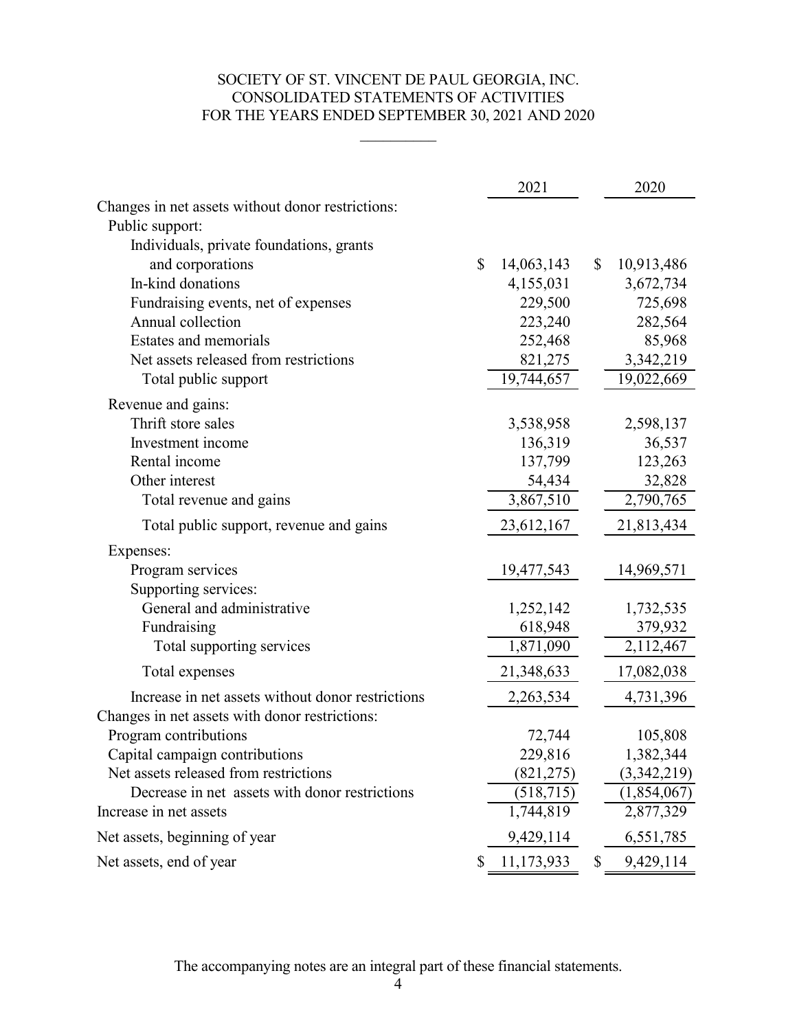# SOCIETY OF ST. VINCENT DE PAUL GEORGIA, INC.
## CONSOLIDATED STATEMENTS OF ACTIVITIES
### FOR THE YEARS ENDED SEPTEMBER 30, 2021 AND 2020

| | 2021 | 2020 |
|---|---|---|
| Changes in net assets without donor restrictions: | | |
| Public support: | | |
| Individuals, private foundations, grants and corporations | $ 14,063,143 | $ 10,913,486 |
| In-kind donations | 4,155,031 | 3,672,734 |
| Fundraising events, net of expenses | 229,500 | 725,698 |
| Annual collection | 223,240 | 282,564 |
| Estates and memorials | 252,468 | 85,968 |
| Net assets released from restrictions | 821,275 | 3,342,219 |
| Total public support | 19,744,657 | 19,022,669 |
| Revenue and gains: | | |
| Thrift store sales | 3,538,958 | 2,598,137 |
| Investment income | 136,319 | 36,537 |
| Rental income | 137,799 | 123,263 |
| Other interest | 54,434 | 32,828 |
| Total revenue and gains | 3,867,510 | 2,790,765 |
| Total public support, revenue and gains | 23,612,167 | 21,813,434 |
| Expenses: | | |
| Program services | 19,477,543 | 14,969,571 |
| Supporting services: | | |
| General and administrative | 1,252,142 | 1,732,535 |
| Fundraising | 618,948 | 379,932 |
| Total supporting services | 1,871,090 | 2,112,467 |
| Total expenses | 21,348,633 | 17,082,038 |
| Increase in net assets without donor restrictions | 2,263,534 | 4,731,396 |
| Changes in net assets with donor restrictions: | | |
| Program contributions | 72,744 | 105,808 |
| Capital campaign contributions | 229,816 | 1,382,344 |
| Net assets released from restrictions | (821,275) | (3,342,219) |
| Decrease in net assets with donor restrictions | (518,715) | (1,854,067) |
| Increase in net assets | 1,744,819 | 2,877,329 |
| Net assets, beginning of year | 9,429,114 | 6,551,785 |
| Net assets, end of year | $ 11,173,933 | $ 9,429,114 |

The accompanying notes are an integral part of these financial statements.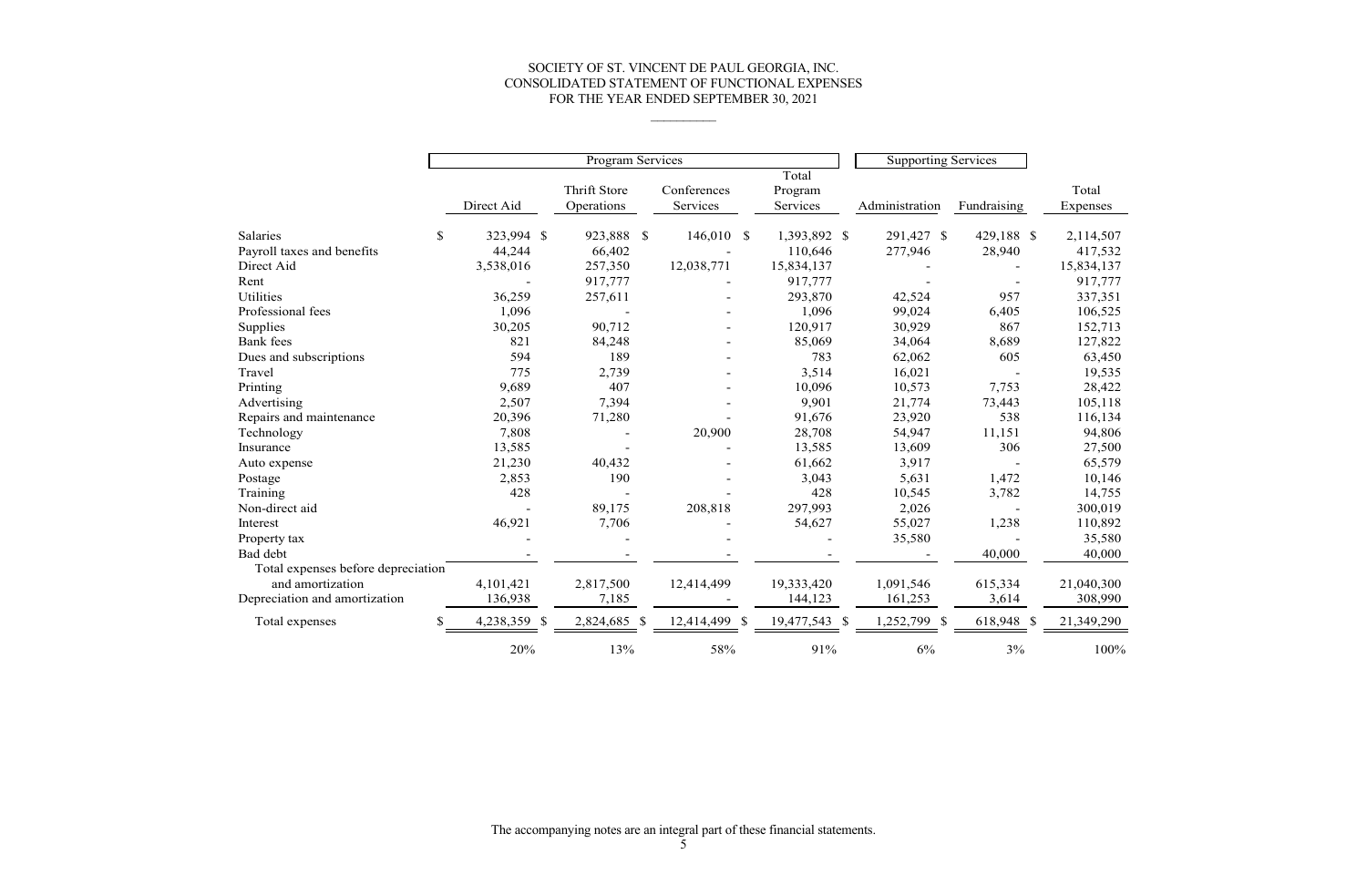# SOCIETY OF ST. VINCENT DE PAUL GEORGIA, INC.
## CONSOLIDATED STATEMENT OF FUNCTIONAL EXPENSES
### FOR THE YEAR ENDED SEPTEMBER 30, 2021

| | Program Services | | | | Supporting Services | | |
|---|---|---|---|---|---|---|---|
| | Direct Aid | Thrift Store Operations | Conferences Services | Total Program Services | Administration | Fundraising | Total Expenses |
| Salaries | $ 323,994 | $ 923,888 | $ 146,010 | $ 1,393,892 | $ 291,427 | $ 429,188 | $ 2,114,507 |
| Payroll taxes and benefits | 44,244 | 66,402 | - | 110,646 | 277,946 | 28,940 | 417,532 |
| Direct Aid | 3,538,016 | 257,350 | 12,038,771 | 15,834,137 | - | - | 15,834,137 |
| Rent | - | 917,777 | - | 917,777 | - | - | 917,777 |
| Utilities | 36,259 | 257,611 | - | 293,870 | 42,524 | 957 | 337,351 |
| Professional fees | 1,096 | - | - | 1,096 | 99,024 | 6,405 | 106,525 |
| Supplies | 30,205 | 90,712 | - | 120,917 | 30,929 | 867 | 152,713 |
| Bank fees | 821 | 84,248 | - | 85,069 | 34,064 | 8,689 | 127,822 |
| Dues and subscriptions | 594 | 189 | - | 783 | 62,062 | 605 | 63,450 |
| Travel | 775 | 2,739 | - | 3,514 | 16,021 | - | 19,535 |
| Printing | 9,689 | 407 | - | 10,096 | 10,573 | 7,753 | 28,422 |
| Advertising | 2,507 | 7,394 | - | 9,901 | 21,774 | 73,443 | 105,118 |
| Repairs and maintenance | 20,396 | 71,280 | - | 91,676 | 23,920 | 538 | 116,134 |
| Technology | 7,808 | - | 20,900 | 28,708 | 54,947 | 11,151 | 94,806 |
| Insurance | 13,585 | - | - | 13,585 | 13,609 | 306 | 27,500 |
| Auto expense | 21,230 | 40,432 | - | 61,662 | 3,917 | - | 65,579 |
| Postage | 2,853 | 190 | - | 3,043 | 5,631 | 1,472 | 10,146 |
| Training | 428 | - | - | 428 | 10,545 | 3,782 | 14,755 |
| Non-direct aid | - | 89,175 | 208,818 | 297,993 | 2,026 | - | 300,019 |
| Interest | 46,921 | 7,706 | - | 54,627 | 55,027 | 1,238 | 110,892 |
| Property tax | - | - | - | - | 35,580 | - | 35,580 |
| Bad debt | - | - | - | - | - | 40,000 | 40,000 |
| Total expenses before depreciation and amortization | 4,101,421 | 2,817,500 | 12,414,499 | 19,333,420 | 1,091,546 | 615,334 | 21,040,300 |
| Depreciation and amortization | 136,938 | 7,185 | - | 144,123 | 161,253 | 3,614 | 308,990 |
| Total expenses | $ 4,238,359 | $ 2,824,685 | $ 12,414,499 | $ 19,477,543 | $ 1,252,799 | $ 618,948 | $ 21,349,290 |
| | 20% | 13% | 58% | 91% | 6% | 3% | 100% |

The accompanying notes are an integral part of these financial statements.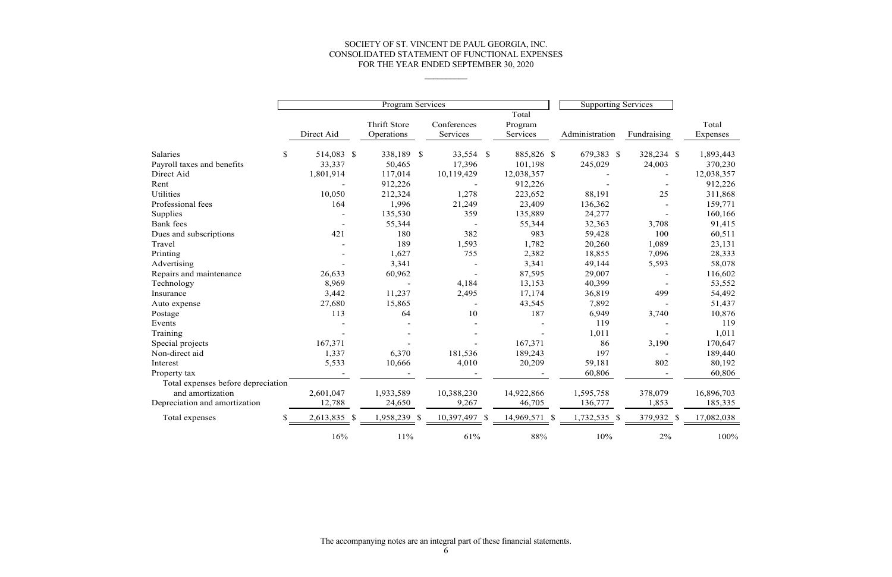# SOCIETY OF ST. VINCENT DE PAUL GEORGIA, INC.
## CONSOLIDATED STATEMENT OF FUNCTIONAL EXPENSES
### FOR THE YEAR ENDED SEPTEMBER 30, 2020

| | Program Services | | | | Supporting Services | | |
|---|---|---|---|---|---|---|---|
| | Direct Aid | Thrift Store Operations | Conferences Services | Total Program Services | Administration | Fundraising | Total Expenses |
| Salaries | $ 514,083 | $ 338,189 | $ 33,554 | $ 885,826 | $ 679,383 | $ 328,234 | $ 1,893,443 |
| Payroll taxes and benefits | 33,337 | 50,465 | 17,396 | 101,198 | 245,029 | 24,003 | 370,230 |
| Direct Aid | 1,801,914 | 117,014 | 10,119,429 | 12,038,357 | - | - | 12,038,357 |
| Rent | - | 912,226 | - | 912,226 | - | - | 912,226 |
| Utilities | 10,050 | 212,324 | 1,278 | 223,652 | 88,191 | 25 | 311,868 |
| Professional fees | 164 | 1,996 | 21,249 | 23,409 | 136,362 | - | 159,771 |
| Supplies | - | 135,530 | 359 | 135,889 | 24,277 | - | 160,166 |
| Bank fees | - | 55,344 | - | 55,344 | 32,363 | 3,708 | 91,415 |
| Dues and subscriptions | 421 | 180 | 382 | 983 | 59,428 | 100 | 60,511 |
| Travel | - | 189 | 1,593 | 1,782 | 20,260 | 1,089 | 23,131 |
| Printing | - | 1,627 | 755 | 2,382 | 18,855 | 7,096 | 28,333 |
| Advertising | - | 3,341 | - | 3,341 | 49,144 | 5,593 | 58,078 |
| Repairs and maintenance | 26,633 | 60,962 | - | 87,595 | 29,007 | - | 116,602 |
| Technology | 8,969 | - | 4,184 | 13,153 | 40,399 | - | 53,552 |
| Insurance | 3,442 | 11,237 | 2,495 | 17,174 | 36,819 | 499 | 54,492 |
| Auto expense | 27,680 | 15,865 | - | 43,545 | 7,892 | - | 51,437 |
| Postage | 113 | 64 | 10 | 187 | 6,949 | 3,740 | 10,876 |
| Events | - | - | - | - | 119 | - | 119 |
| Training | - | - | - | - | 1,011 | - | 1,011 |
| Special projects | 167,371 | - | - | 167,371 | 86 | 3,190 | 170,647 |
| Non-direct aid | 1,337 | 6,370 | 181,536 | 189,243 | 197 | - | 189,440 |
| Interest | 5,533 | 10,666 | 4,010 | 20,209 | 59,181 | 802 | 80,192 |
| Property tax | - | - | - | - | 60,806 | - | 60,806 |
| Total expenses before depreciation and amortization | 2,601,047 | 1,933,589 | 10,388,230 | 14,922,866 | 1,595,758 | 378,079 | 16,896,703 |
| Depreciation and amortization | 12,788 | 24,650 | 9,267 | 46,705 | 136,777 | 1,853 | 185,335 |
| Total expenses | $ 2,613,835 | $ 1,958,239 | $ 10,397,497 | $ 14,969,571 | $ 1,732,535 | $ 379,932 | $ 17,082,038 |
| | 16% | 11% | 61% | 88% | 10% | 2% | 100% |

The accompanying notes are an integral part of these financial statements.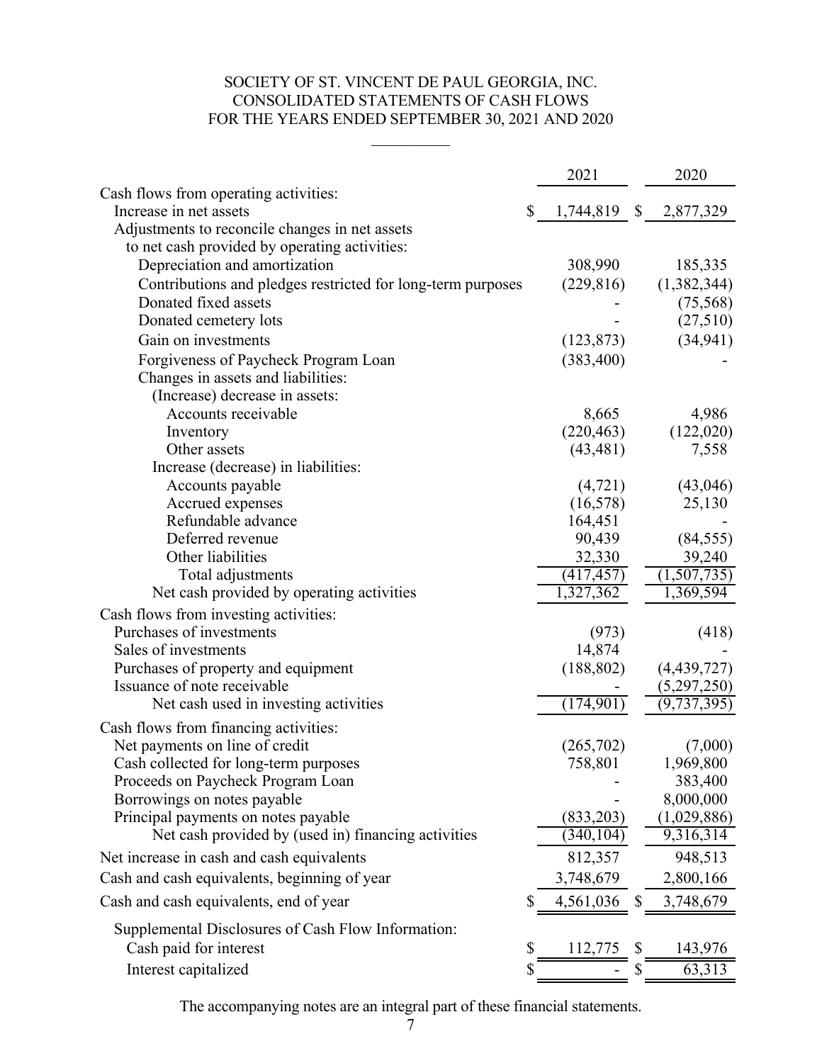# SOCIETY OF ST. VINCENT DE PAUL GEORGIA, INC.
## CONSOLIDATED STATEMENTS OF CASH FLOWS
### FOR THE YEARS ENDED SEPTEMBER 30, 2021 AND 2020

| | 2021 | 2020 |
|---|---|---|
| Cash flows from operating activities: | | |
| Increase in net assets | $ 1,744,819 | $ 2,877,329 |
| Adjustments to reconcile changes in net assets to net cash provided by operating activities: | | |
| Depreciation and amortization | 308,990 | 185,335 |
| Contributions and pledges restricted for long-term purposes | (229,816) | (1,382,344) |
| Donated fixed assets | - | (75,568) |
| Donated cemetery lots | - | (27,510) |
| Gain on investments | (123,873) | (34,941) |
| Forgiveness of Paycheck Program Loan | (383,400) | - |
| Changes in assets and liabilities: | | |
| (Increase) decrease in assets: | | |
| Accounts receivable | 8,665 | 4,986 |
| Inventory | (220,463) | (122,020) |
| Other assets | (43,481) | 7,558 |
| Increase (decrease) in liabilities: | | |
| Accounts payable | (4,721) | (43,046) |
| Accrued expenses | (16,578) | 25,130 |
| Refundable advance | 164,451 | - |
| Deferred revenue | 90,439 | (84,555) |
| Other liabilities | 32,330 | 39,240 |
| Total adjustments | (417,457) | (1,507,735) |
| Net cash provided by operating activities | 1,327,362 | 1,369,594 |
| Cash flows from investing activities: | | |
| Purchases of investments | (973) | (418) |
| Sales of investments | 14,874 | - |
| Purchases of property and equipment | (188,802) | (4,439,727) |
| Issuance of note receivable | - | (5,297,250) |
| Net cash used in investing activities | (174,901) | (9,737,395) |
| Cash flows from financing activities: | | |
| Net payments on line of credit | (265,702) | (7,000) |
| Cash collected for long-term purposes | 758,801 | 1,969,800 |
| Proceeds on Paycheck Program Loan | - | 383,400 |
| Borrowings on notes payable | - | 8,000,000 |
| Principal payments on notes payable | (833,203) | (1,029,886) |
| Net cash provided by (used in) financing activities | (340,104) | 9,316,314 |
| Net increase in cash and cash equivalents | 812,357 | 948,513 |
| Cash and cash equivalents, beginning of year | 3,748,679 | 2,800,166 |
| Cash and cash equivalents, end of year | $ 4,561,036 | $ 3,748,679 |
| Supplemental Disclosures of Cash Flow Information: | | |
| Cash paid for interest | $ 112,775 | $ 143,976 |
| Interest capitalized | $ - | $ 63,313 |

The accompanying notes are an integral part of these financial statements.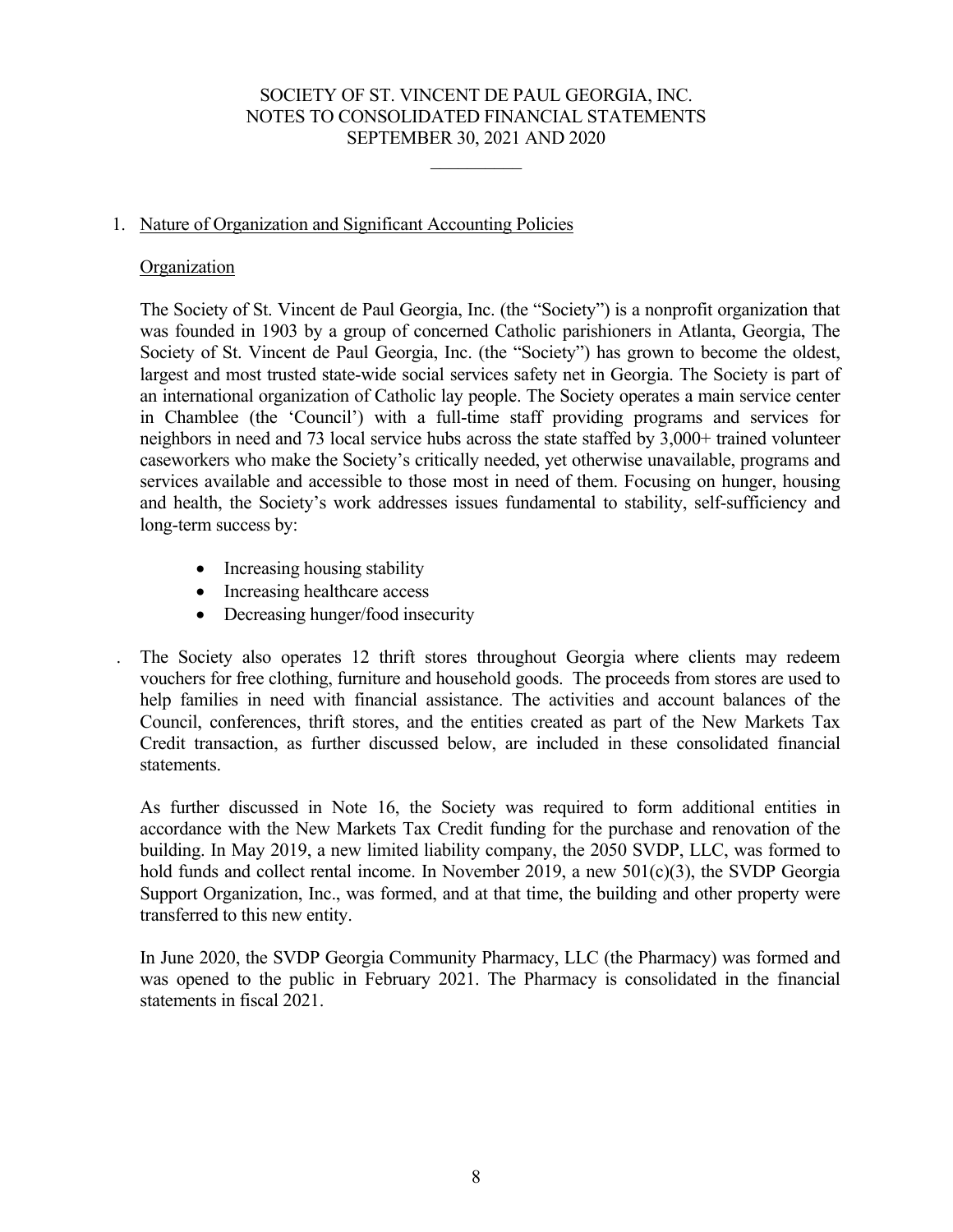# SOCIETY OF ST. VINCENT DE PAUL GEORGIA, INC.
# NOTES TO CONSOLIDATED FINANCIAL STATEMENTS
# SEPTEMBER 30, 2021 AND 2020

## 1. Nature of Organization and Significant Accounting Policies

### Organization

The Society of St. Vincent de Paul Georgia, Inc. (the "Society") is a nonprofit organization that was founded in 1903 by a group of concerned Catholic parishioners in Atlanta, Georgia, The Society of St. Vincent de Paul Georgia, Inc. (the "Society") has grown to become the oldest, largest and most trusted state-wide social services safety net in Georgia. The Society is part of an international organization of Catholic lay people. The Society operates a main service center in Chamblee (the 'Council') with a full-time staff providing programs and services for neighbors in need and 73 local service hubs across the state staffed by 3,000+ trained volunteer caseworkers who make the Society's critically needed, yet otherwise unavailable, programs and services available and accessible to those most in need of them. Focusing on hunger, housing and health, the Society's work addresses issues fundamental to stability, self-sufficiency and long-term success by:

- Increasing housing stability
- Increasing healthcare access
- Decreasing hunger/food insecurity

. The Society also operates 12 thrift stores throughout Georgia where clients may redeem vouchers for free clothing, furniture and household goods. The proceeds from stores are used to help families in need with financial assistance. The activities and account balances of the Council, conferences, thrift stores, and the entities created as part of the New Markets Tax Credit transaction, as further discussed below, are included in these consolidated financial statements.

As further discussed in Note 16, the Society was required to form additional entities in accordance with the New Markets Tax Credit funding for the purchase and renovation of the building. In May 2019, a new limited liability company, the 2050 SVDP, LLC, was formed to hold funds and collect rental income. In November 2019, a new 501(c)(3), the SVDP Georgia Support Organization, Inc., was formed, and at that time, the building and other property were transferred to this new entity.

In June 2020, the SVDP Georgia Community Pharmacy, LLC (the Pharmacy) was formed and was opened to the public in February 2021. The Pharmacy is consolidated in the financial statements in fiscal 2021.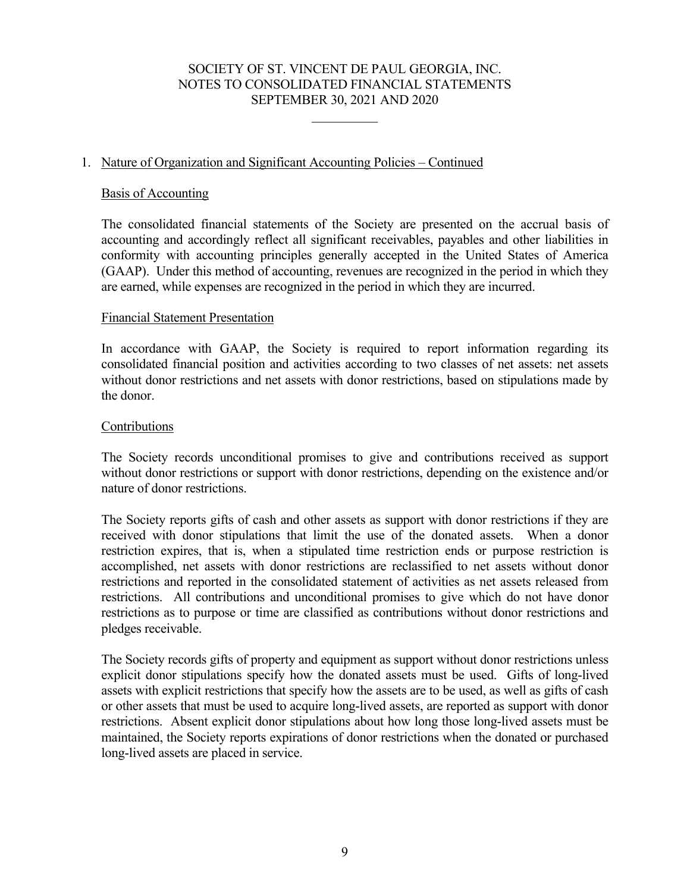## 1. Nature of Organization and Significant Accounting Policies – Continued

### Basis of Accounting

The consolidated financial statements of the Society are presented on the accrual basis of accounting and accordingly reflect all significant receivables, payables and other liabilities in conformity with accounting principles generally accepted in the United States of America (GAAP). Under this method of accounting, revenues are recognized in the period in which they are earned, while expenses are recognized in the period in which they are incurred.

### Financial Statement Presentation

In accordance with GAAP, the Society is required to report information regarding its consolidated financial position and activities according to two classes of net assets: net assets without donor restrictions and net assets with donor restrictions, based on stipulations made by the donor.

### Contributions

The Society records unconditional promises to give and contributions received as support without donor restrictions or support with donor restrictions, depending on the existence and/or nature of donor restrictions.

The Society reports gifts of cash and other assets as support with donor restrictions if they are received with donor stipulations that limit the use of the donated assets. When a donor restriction expires, that is, when a stipulated time restriction ends or purpose restriction is accomplished, net assets with donor restrictions are reclassified to net assets without donor restrictions and reported in the consolidated statement of activities as net assets released from restrictions. All contributions and unconditional promises to give which do not have donor restrictions as to purpose or time are classified as contributions without donor restrictions and pledges receivable.

The Society records gifts of property and equipment as support without donor restrictions unless explicit donor stipulations specify how the donated assets must be used. Gifts of long-lived assets with explicit restrictions that specify how the assets are to be used, as well as gifts of cash or other assets that must be used to acquire long-lived assets, are reported as support with donor restrictions. Absent explicit donor stipulations about how long those long-lived assets must be maintained, the Society reports expirations of donor restrictions when the donated or purchased long-lived assets are placed in service.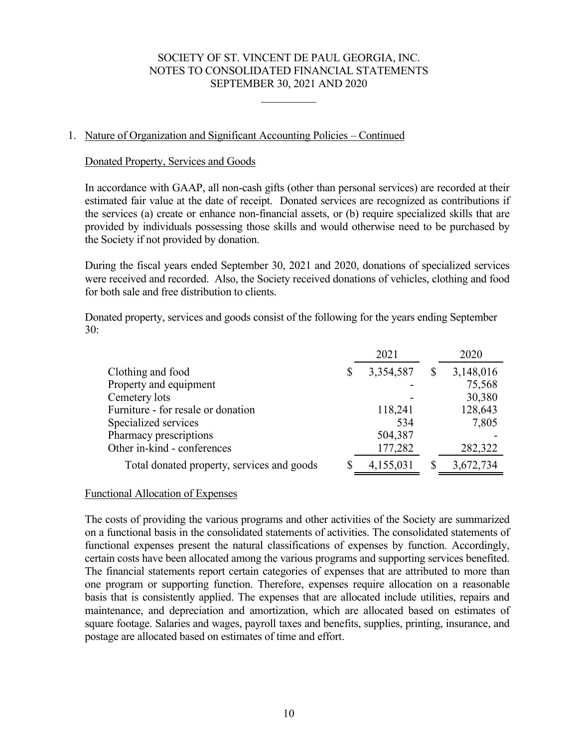## 1. Nature of Organization and Significant Accounting Policies – Continued

### Donated Property, Services and Goods

In accordance with GAAP, all non-cash gifts (other than personal services) are recorded at their estimated fair value at the date of receipt. Donated services are recognized as contributions if the services (a) create or enhance non-financial assets, or (b) require specialized skills that are provided by individuals possessing those skills and would otherwise need to be purchased by the Society if not provided by donation.

During the fiscal years ended September 30, 2021 and 2020, donations of specialized services were received and recorded. Also, the Society received donations of vehicles, clothing and food for both sale and free distribution to clients.

Donated property, services and goods consist of the following for the years ending September 30:

| | 2021 | 2020 |
|---|---|---|
| Clothing and food | $ 3,354,587 | $ 3,148,016 |
| Property and equipment | - | 75,568 |
| Cemetery lots | - | 30,380 |
| Furniture - for resale or donation | 118,241 | 128,643 |
| Specialized services | 534 | 7,805 |
| Pharmacy prescriptions | 504,387 | - |
| Other in-kind - conferences | 177,282 | 282,322 |
| Total donated property, services and goods | $ 4,155,031 | $ 3,672,734 |

### Functional Allocation of Expenses

The costs of providing the various programs and other activities of the Society are summarized on a functional basis in the consolidated statements of activities. The consolidated statements of functional expenses present the natural classifications of expenses by function. Accordingly, certain costs have been allocated among the various programs and supporting services benefited. The financial statements report certain categories of expenses that are attributed to more than one program or supporting function. Therefore, expenses require allocation on a reasonable basis that is consistently applied. The expenses that are allocated include utilities, repairs and maintenance, and depreciation and amortization, which are allocated based on estimates of square footage. Salaries and wages, payroll taxes and benefits, supplies, printing, insurance, and postage are allocated based on estimates of time and effort.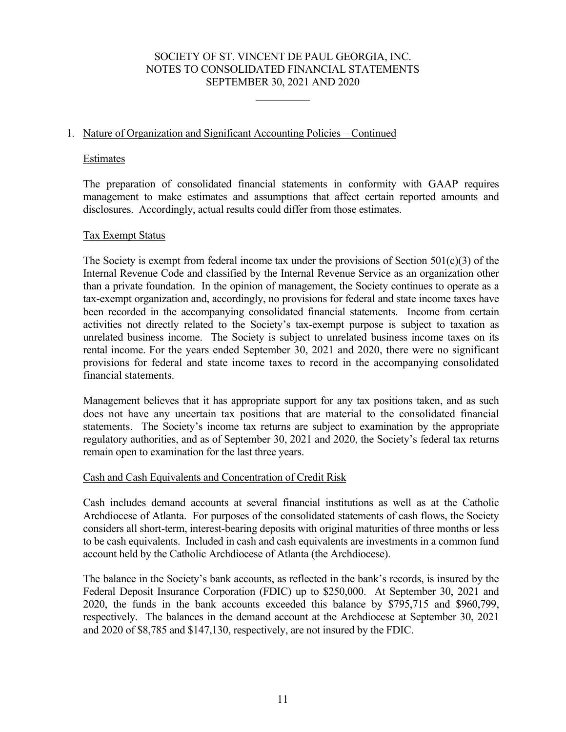## 1. Nature of Organization and Significant Accounting Policies – Continued

### Estimates

The preparation of consolidated financial statements in conformity with GAAP requires management to make estimates and assumptions that affect certain reported amounts and disclosures. Accordingly, actual results could differ from those estimates.

### Tax Exempt Status

The Society is exempt from federal income tax under the provisions of Section 501(c)(3) of the Internal Revenue Code and classified by the Internal Revenue Service as an organization other than a private foundation. In the opinion of management, the Society continues to operate as a tax-exempt organization and, accordingly, no provisions for federal and state income taxes have been recorded in the accompanying consolidated financial statements. Income from certain activities not directly related to the Society's tax-exempt purpose is subject to taxation as unrelated business income. The Society is subject to unrelated business income taxes on its rental income. For the years ended September 30, 2021 and 2020, there were no significant provisions for federal and state income taxes to record in the accompanying consolidated financial statements.

Management believes that it has appropriate support for any tax positions taken, and as such does not have any uncertain tax positions that are material to the consolidated financial statements. The Society's income tax returns are subject to examination by the appropriate regulatory authorities, and as of September 30, 2021 and 2020, the Society's federal tax returns remain open to examination for the last three years.

### Cash and Cash Equivalents and Concentration of Credit Risk

Cash includes demand accounts at several financial institutions as well as at the Catholic Archdiocese of Atlanta. For purposes of the consolidated statements of cash flows, the Society considers all short-term, interest-bearing deposits with original maturities of three months or less to be cash equivalents. Included in cash and cash equivalents are investments in a common fund account held by the Catholic Archdiocese of Atlanta (the Archdiocese).

The balance in the Society's bank accounts, as reflected in the bank's records, is insured by the Federal Deposit Insurance Corporation (FDIC) up to $250,000. At September 30, 2021 and 2020, the funds in the bank accounts exceeded this balance by $795,715 and $960,799, respectively. The balances in the demand account at the Archdiocese at September 30, 2021 and 2020 of $8,785 and $147,130, respectively, are not insured by the FDIC.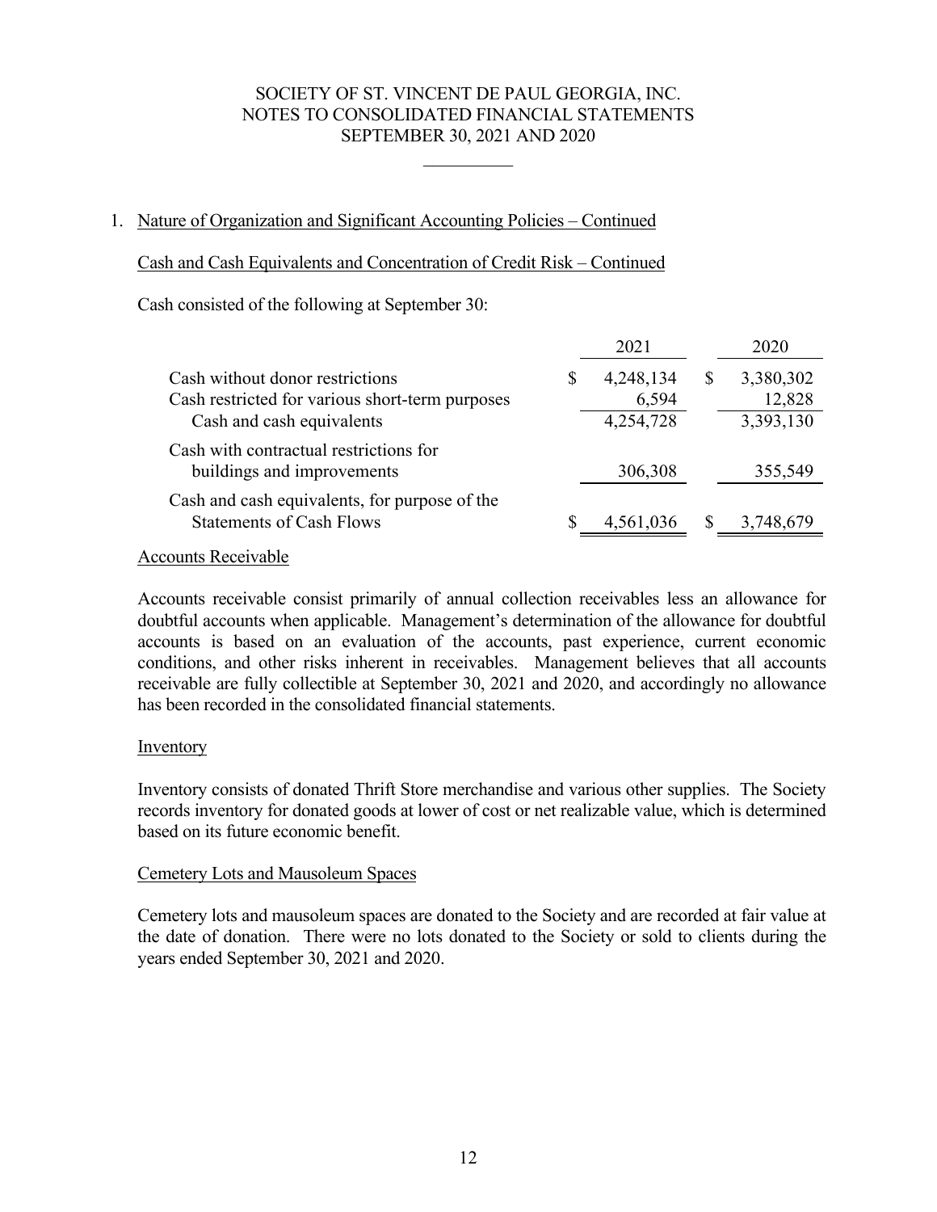1. Nature of Organization and Significant Accounting Policies – Continued

Cash and Cash Equivalents and Concentration of Credit Risk – Continued

Cash consisted of the following at September 30:

| | 2021 | 2020 |
|---|---|---|
| Cash without donor restrictions | $ 4,248,134 | $ 3,380,302 |
| Cash restricted for various short-term purposes | 6,594 | 12,828 |
| Cash and cash equivalents | 4,254,728 | 3,393,130 |
| Cash with contractual restrictions for buildings and improvements | 306,308 | 355,549 |
| Cash and cash equivalents, for purpose of the Statements of Cash Flows | $ 4,561,036 | $ 3,748,679 |

Accounts Receivable

Accounts receivable consist primarily of annual collection receivables less an allowance for doubtful accounts when applicable. Management's determination of the allowance for doubtful accounts is based on an evaluation of the accounts, past experience, current economic conditions, and other risks inherent in receivables. Management believes that all accounts receivable are fully collectible at September 30, 2021 and 2020, and accordingly no allowance has been recorded in the consolidated financial statements.

Inventory

Inventory consists of donated Thrift Store merchandise and various other supplies. The Society records inventory for donated goods at lower of cost or net realizable value, which is determined based on its future economic benefit.

Cemetery Lots and Mausoleum Spaces

Cemetery lots and mausoleum spaces are donated to the Society and are recorded at fair value at the date of donation. There were no lots donated to the Society or sold to clients during the years ended September 30, 2021 and 2020.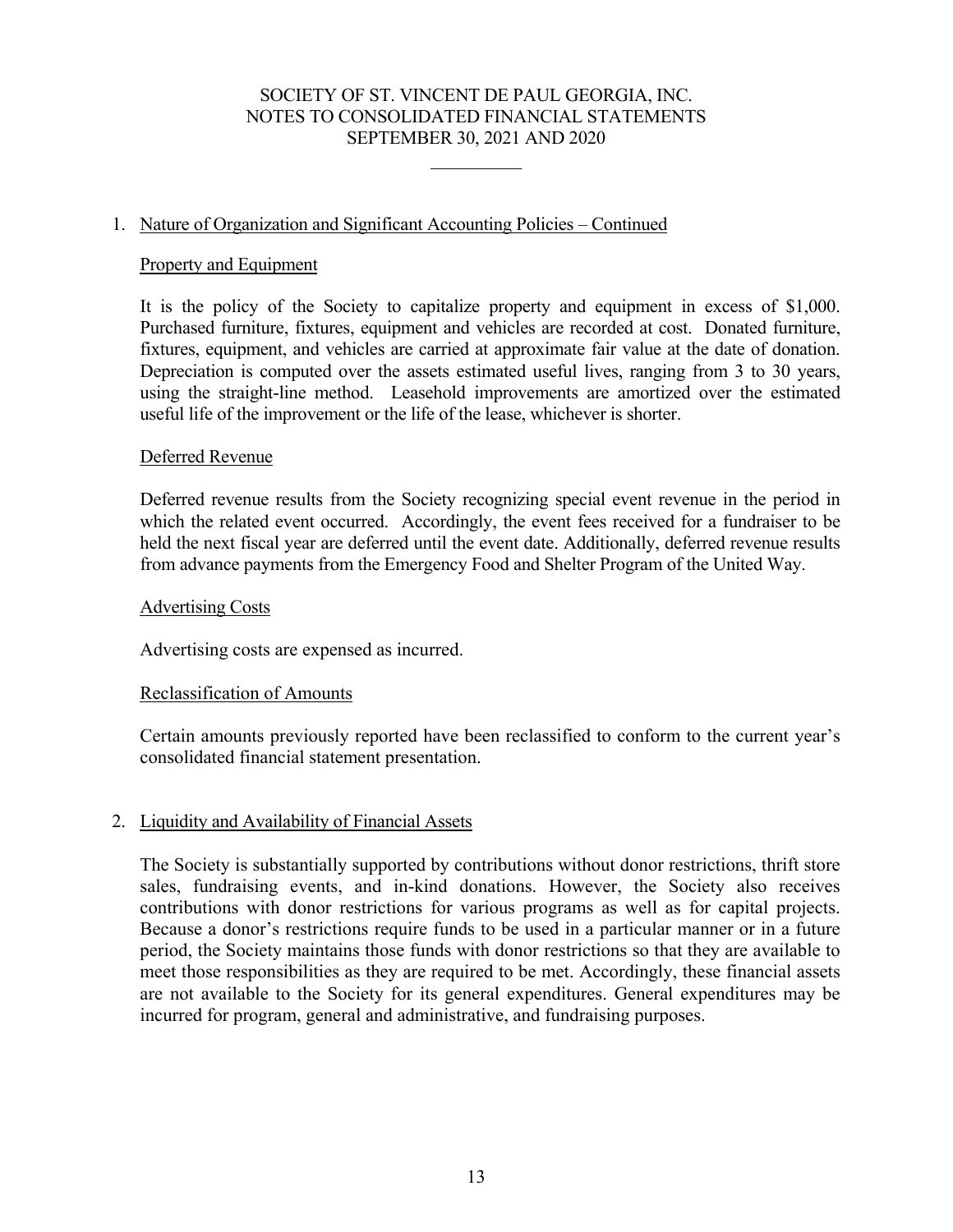## 1. Nature of Organization and Significant Accounting Policies – Continued

### Property and Equipment

It is the policy of the Society to capitalize property and equipment in excess of $1,000. Purchased furniture, fixtures, equipment and vehicles are recorded at cost. Donated furniture, fixtures, equipment, and vehicles are carried at approximate fair value at the date of donation. Depreciation is computed over the assets estimated useful lives, ranging from 3 to 30 years, using the straight-line method. Leasehold improvements are amortized over the estimated useful life of the improvement or the life of the lease, whichever is shorter.

### Deferred Revenue

Deferred revenue results from the Society recognizing special event revenue in the period in which the related event occurred. Accordingly, the event fees received for a fundraiser to be held the next fiscal year are deferred until the event date. Additionally, deferred revenue results from advance payments from the Emergency Food and Shelter Program of the United Way.

### Advertising Costs

Advertising costs are expensed as incurred.

### Reclassification of Amounts

Certain amounts previously reported have been reclassified to conform to the current year's consolidated financial statement presentation.

## 2. Liquidity and Availability of Financial Assets

The Society is substantially supported by contributions without donor restrictions, thrift store sales, fundraising events, and in-kind donations. However, the Society also receives contributions with donor restrictions for various programs as well as for capital projects. Because a donor's restrictions require funds to be used in a particular manner or in a future period, the Society maintains those funds with donor restrictions so that they are available to meet those responsibilities as they are required to be met. Accordingly, these financial assets are not available to the Society for its general expenditures. General expenditures may be incurred for program, general and administrative, and fundraising purposes.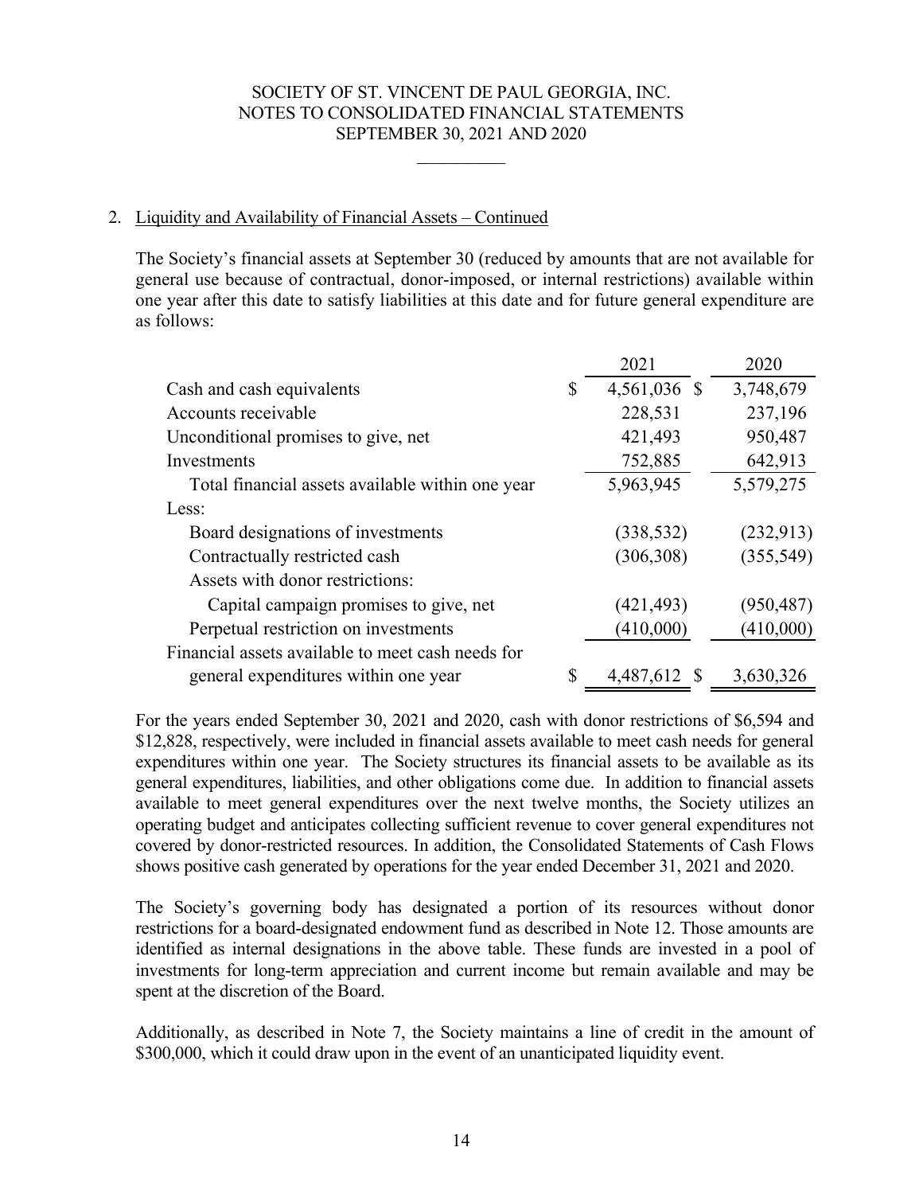## 2. Liquidity and Availability of Financial Assets – Continued

The Society's financial assets at September 30 (reduced by amounts that are not available for general use because of contractual, donor-imposed, or internal restrictions) available within one year after this date to satisfy liabilities at this date and for future general expenditure are as follows:

| | 2021 | 2020 |
|---|---|---|
| Cash and cash equivalents | $ 4,561,036 | $ 3,748,679 |
| Accounts receivable | 228,531 | 237,196 |
| Unconditional promises to give, net | 421,493 | 950,487 |
| Investments | 752,885 | 642,913 |
| Total financial assets available within one year | 5,963,945 | 5,579,275 |
| Less: | | |
| Board designations of investments | (338,532) | (232,913) |
| Contractually restricted cash | (306,308) | (355,549) |
| Assets with donor restrictions: | | |
| Capital campaign promises to give, net | (421,493) | (950,487) |
| Perpetual restriction on investments | (410,000) | (410,000) |
| Financial assets available to meet cash needs for general expenditures within one year | $ 4,487,612 | $ 3,630,326 |

For the years ended September 30, 2021 and 2020, cash with donor restrictions of $6,594 and $12,828, respectively, were included in financial assets available to meet cash needs for general expenditures within one year. The Society structures its financial assets to be available as its general expenditures, liabilities, and other obligations come due. In addition to financial assets available to meet general expenditures over the next twelve months, the Society utilizes an operating budget and anticipates collecting sufficient revenue to cover general expenditures not covered by donor-restricted resources. In addition, the Consolidated Statements of Cash Flows shows positive cash generated by operations for the year ended December 31, 2021 and 2020.

The Society's governing body has designated a portion of its resources without donor restrictions for a board-designated endowment fund as described in Note 12. Those amounts are identified as internal designations in the above table. These funds are invested in a pool of investments for long-term appreciation and current income but remain available and may be spent at the discretion of the Board.

Additionally, as described in Note 7, the Society maintains a line of credit in the amount of $300,000, which it could draw upon in the event of an unanticipated liquidity event.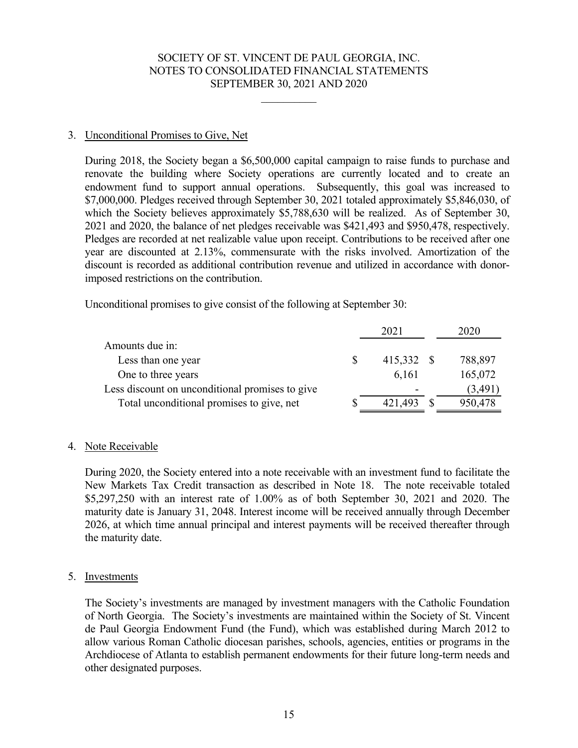## 3. Unconditional Promises to Give, Net

During 2018, the Society began a $6,500,000 capital campaign to raise funds to purchase and renovate the building where Society operations are currently located and to create an endowment fund to support annual operations. Subsequently, this goal was increased to $7,000,000. Pledges received through September 30, 2021 totaled approximately $5,846,030, of which the Society believes approximately $5,788,630 will be realized. As of September 30, 2021 and 2020, the balance of net pledges receivable was $421,493 and $950,478, respectively. Pledges are recorded at net realizable value upon receipt. Contributions to be received after one year are discounted at 2.13%, commensurate with the risks involved. Amortization of the discount is recorded as additional contribution revenue and utilized in accordance with donor-imposed restrictions on the contribution.

Unconditional promises to give consist of the following at September 30:

| | 2021 | 2020 |
|---|---|---|
| Amounts due in: | | |
| Less than one year | $ 415,332 | $ 788,897 |
| One to three years | 6,161 | 165,072 |
| Less discount on unconditional promises to give | - | (3,491) |
| Total unconditional promises to give, net | $ 421,493 | $ 950,478 |

## 4. Note Receivable

During 2020, the Society entered into a note receivable with an investment fund to facilitate the New Markets Tax Credit transaction as described in Note 18. The note receivable totaled $5,297,250 with an interest rate of 1.00% as of both September 30, 2021 and 2020. The maturity date is January 31, 2048. Interest income will be received annually through December 2026, at which time annual principal and interest payments will be received thereafter through the maturity date.

## 5. Investments

The Society's investments are managed by investment managers with the Catholic Foundation of North Georgia. The Society's investments are maintained within the Society of St. Vincent de Paul Georgia Endowment Fund (the Fund), which was established during March 2012 to allow various Roman Catholic diocesan parishes, schools, agencies, entities or programs in the Archdiocese of Atlanta to establish permanent endowments for their future long-term needs and other designated purposes.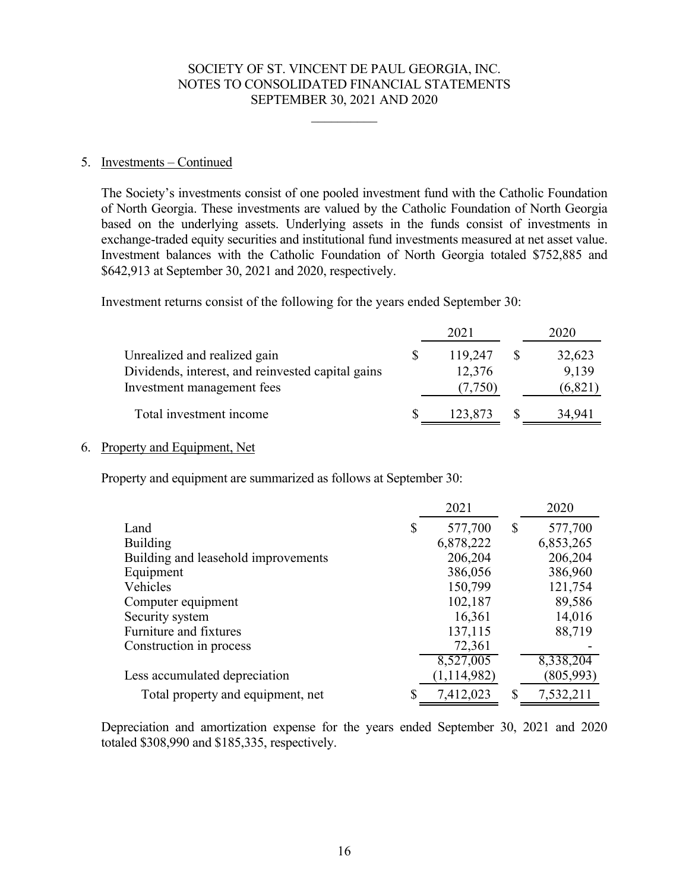## 5. Investments – Continued

The Society's investments consist of one pooled investment fund with the Catholic Foundation of North Georgia. These investments are valued by the Catholic Foundation of North Georgia based on the underlying assets. Underlying assets in the funds consist of investments in exchange-traded equity securities and institutional fund investments measured at net asset value. Investment balances with the Catholic Foundation of North Georgia totaled $752,885 and $642,913 at September 30, 2021 and 2020, respectively.

Investment returns consist of the following for the years ended September 30:

| | 2021 | 2020 |
|---|---|---|
| Unrealized and realized gain | $ 119,247 | $ 32,623 |
| Dividends, interest, and reinvested capital gains | 12,376 | 9,139 |
| Investment management fees | (7,750) | (6,821) |
| Total investment income | $ 123,873 | $ 34,941 |

## 6. Property and Equipment, Net

Property and equipment are summarized as follows at September 30:

| | 2021 | 2020 |
|---|---|---|
| Land | $ 577,700 | $ 577,700 |
| Building | 6,878,222 | 6,853,265 |
| Building and leasehold improvements | 206,204 | 206,204 |
| Equipment | 386,056 | 386,960 |
| Vehicles | 150,799 | 121,754 |
| Computer equipment | 102,187 | 89,586 |
| Security system | 16,361 | 14,016 |
| Furniture and fixtures | 137,115 | 88,719 |
| Construction in process | 72,361 | - |
| | 8,527,005 | 8,338,204 |
| Less accumulated depreciation | (1,114,982) | (805,993) |
| Total property and equipment, net | $ 7,412,023 | $ 7,532,211 |

Depreciation and amortization expense for the years ended September 30, 2021 and 2020 totaled $308,990 and $185,335, respectively.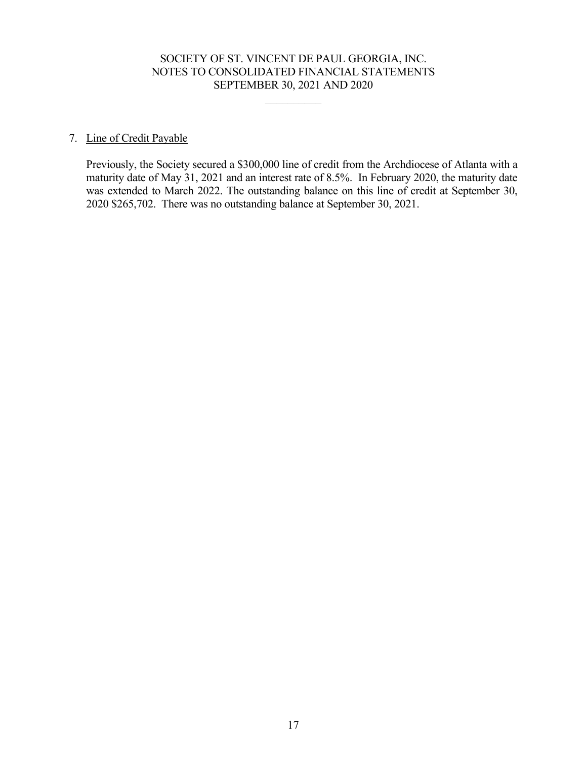7. Line of Credit Payable

Previously, the Society secured a $300,000 line of credit from the Archdiocese of Atlanta with a maturity date of May 31, 2021 and an interest rate of 8.5%. In February 2020, the maturity date was extended to March 2022. The outstanding balance on this line of credit at September 30, 2020 $265,702. There was no outstanding balance at September 30, 2021.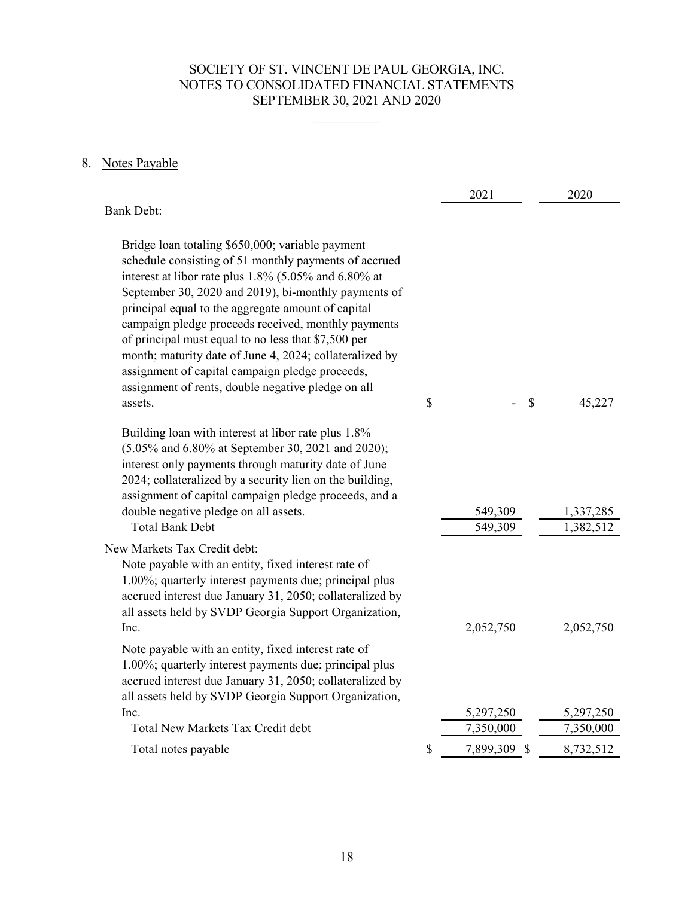## 8. Notes Payable

| | 2021 | 2020 |
|---|---|---|
| **Bank Debt:** | | |
| Bridge loan totaling $650,000; variable payment schedule consisting of 51 monthly payments of accrued interest at libor rate plus 1.8% (5.05% and 6.80% at September 30, 2020 and 2019), bi-monthly payments of principal equal to the aggregate amount of capital campaign pledge proceeds received, monthly payments of principal must equal to no less that $7,500 per month; maturity date of June 4, 2024; collateralized by assignment of capital campaign pledge proceeds, assignment of rents, double negative pledge on all assets. | $ - | $ 45,227 |
| Building loan with interest at libor rate plus 1.8% (5.05% and 6.80% at September 30, 2021 and 2020); interest only payments through maturity date of June 2024; collateralized by a security lien on the building, assignment of capital campaign pledge proceeds, and a double negative pledge on all assets. | 549,309 | 1,337,285 |
| Total Bank Debt | 549,309 | 1,382,512 |
| **New Markets Tax Credit debt:** | | |
| Note payable with an entity, fixed interest rate of 1.00%; quarterly interest payments due; principal plus accrued interest due January 31, 2050; collateralized by all assets held by SVDP Georgia Support Organization, Inc. | 2,052,750 | 2,052,750 |
| Note payable with an entity, fixed interest rate of 1.00%; quarterly interest payments due; principal plus accrued interest due January 31, 2050; collateralized by all assets held by SVDP Georgia Support Organization, Inc. | 5,297,250 | 5,297,250 |
| Total New Markets Tax Credit debt | 7,350,000 | 7,350,000 |
| Total notes payable | $ 7,899,309 | $ 8,732,512 |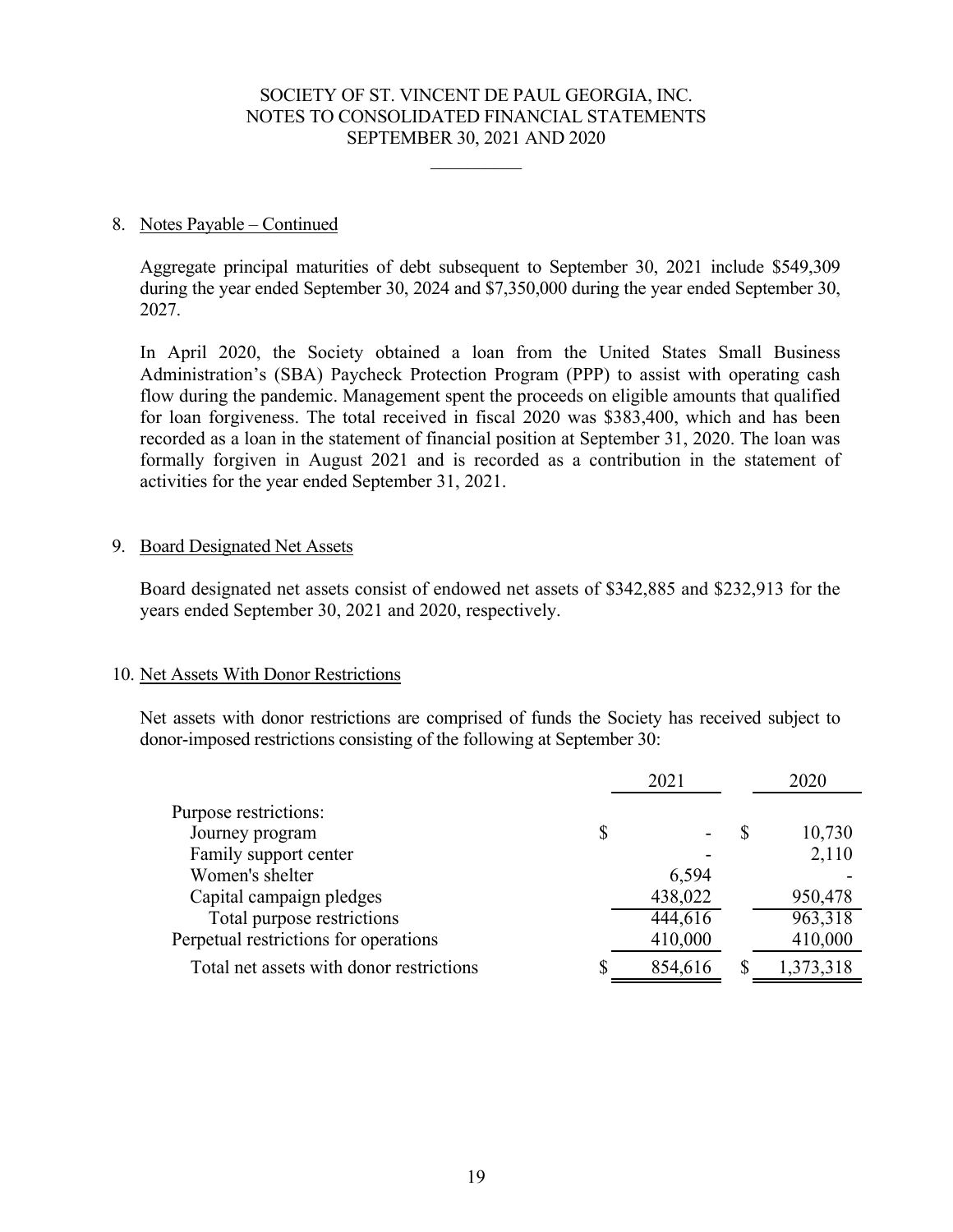SOCIETY OF ST. VINCENT DE PAUL GEORGIA, INC.
NOTES TO CONSOLIDATED FINANCIAL STATEMENTS
SEPTEMBER 30, 2021 AND 2020

8. Notes Payable – Continued

Aggregate principal maturities of debt subsequent to September 30, 2021 include \$549,309 during the year ended September 30, 2024 and \$7,350,000 during the year ended September 30, 2027.

In April 2020, the Society obtained a loan from the United States Small Business Administration's (SBA) Paycheck Protection Program (PPP) to assist with operating cash flow during the pandemic. Management spent the proceeds on eligible amounts that qualified for loan forgiveness. The total received in fiscal 2020 was \$383,400, which and has been recorded as a loan in the statement of financial position at September 31, 2020. The loan was formally forgiven in August 2021 and is recorded as a contribution in the statement of activities for the year ended September 31, 2021.

9. Board Designated Net Assets

Board designated net assets consist of endowed net assets of \$342,885 and \$232,913 for the years ended September 30, 2021 and 2020, respectively.

10. Net Assets With Donor Restrictions

Net assets with donor restrictions are comprised of funds the Society has received subject to donor-imposed restrictions consisting of the following at September 30:

| | 2021 | 2020 |
|---|---|---|
| Purpose restrictions: | | |
| Journey program | $ - | $ 10,730 |
| Family support center | - | 2,110 |
| Women's shelter | 6,594 | - |
| Capital campaign pledges | 438,022 | 950,478 |
| Total purpose restrictions | 444,616 | 963,318 |
| Perpetual restrictions for operations | 410,000 | 410,000 |
| Total net assets with donor restrictions | $ 854,616 | $ 1,373,318 |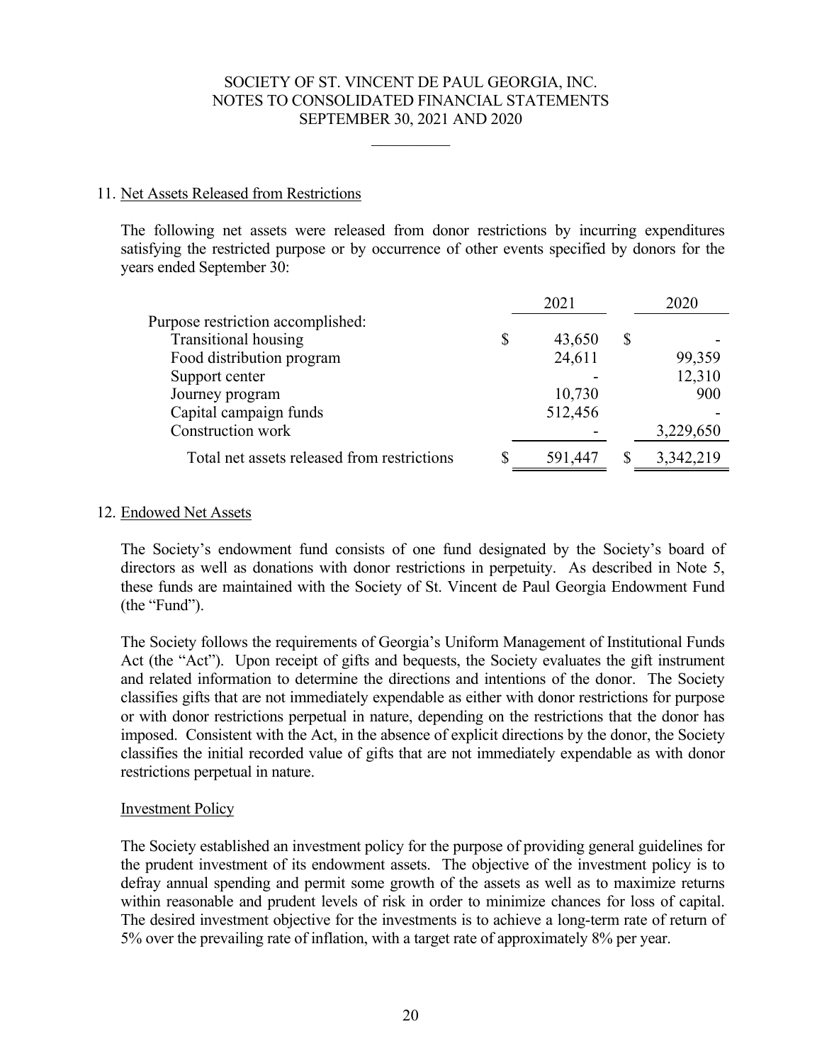## 11. Net Assets Released from Restrictions

The following net assets were released from donor restrictions by incurring expenditures satisfying the restricted purpose or by occurrence of other events specified by donors for the years ended September 30:

| | 2021 | 2020 |
|---|---|---|
| Purpose restriction accomplished: | | |
| Transitional housing | $ 43,650 | $ - |
| Food distribution program | 24,611 | 99,359 |
| Support center | - | 12,310 |
| Journey program | 10,730 | 900 |
| Capital campaign funds | 512,456 | - |
| Construction work | - | 3,229,650 |
| Total net assets released from restrictions | $ 591,447 | $ 3,342,219 |

## 12. Endowed Net Assets

The Society's endowment fund consists of one fund designated by the Society's board of directors as well as donations with donor restrictions in perpetuity. As described in Note 5, these funds are maintained with the Society of St. Vincent de Paul Georgia Endowment Fund (the "Fund").

The Society follows the requirements of Georgia's Uniform Management of Institutional Funds Act (the "Act"). Upon receipt of gifts and bequests, the Society evaluates the gift instrument and related information to determine the directions and intentions of the donor. The Society classifies gifts that are not immediately expendable as either with donor restrictions for purpose or with donor restrictions perpetual in nature, depending on the restrictions that the donor has imposed. Consistent with the Act, in the absence of explicit directions by the donor, the Society classifies the initial recorded value of gifts that are not immediately expendable as with donor restrictions perpetual in nature.

### Investment Policy

The Society established an investment policy for the purpose of providing general guidelines for the prudent investment of its endowment assets. The objective of the investment policy is to defray annual spending and permit some growth of the assets as well as to maximize returns within reasonable and prudent levels of risk in order to minimize chances for loss of capital. The desired investment objective for the investments is to achieve a long-term rate of return of 5% over the prevailing rate of inflation, with a target rate of approximately 8% per year.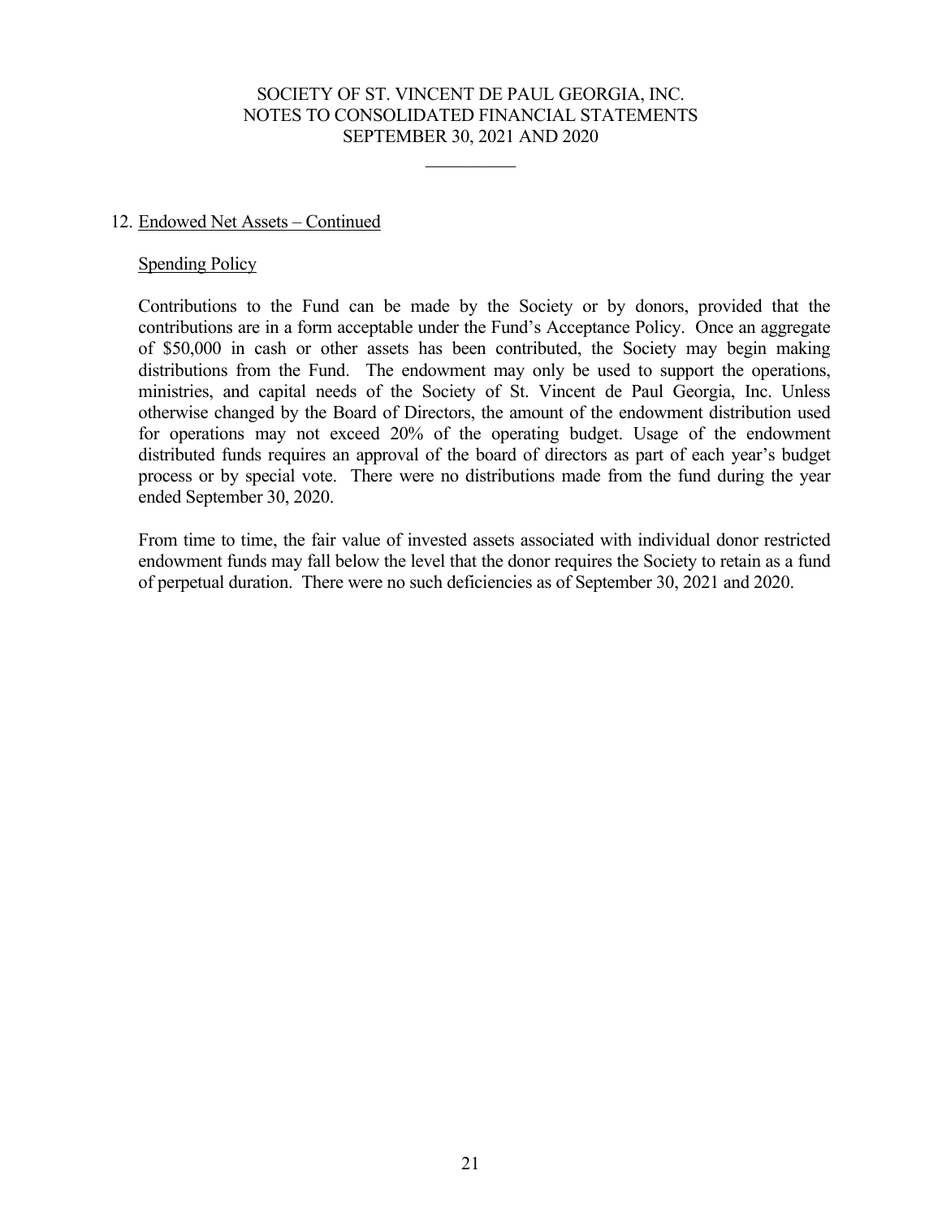## 12. Endowed Net Assets – Continued

### Spending Policy

Contributions to the Fund can be made by the Society or by donors, provided that the contributions are in a form acceptable under the Fund's Acceptance Policy. Once an aggregate of $50,000 in cash or other assets has been contributed, the Society may begin making distributions from the Fund. The endowment may only be used to support the operations, ministries, and capital needs of the Society of St. Vincent de Paul Georgia, Inc. Unless otherwise changed by the Board of Directors, the amount of the endowment distribution used for operations may not exceed 20% of the operating budget. Usage of the endowment distributed funds requires an approval of the board of directors as part of each year's budget process or by special vote. There were no distributions made from the fund during the year ended September 30, 2020.

From time to time, the fair value of invested assets associated with individual donor restricted endowment funds may fall below the level that the donor requires the Society to retain as a fund of perpetual duration. There were no such deficiencies as of September 30, 2021 and 2020.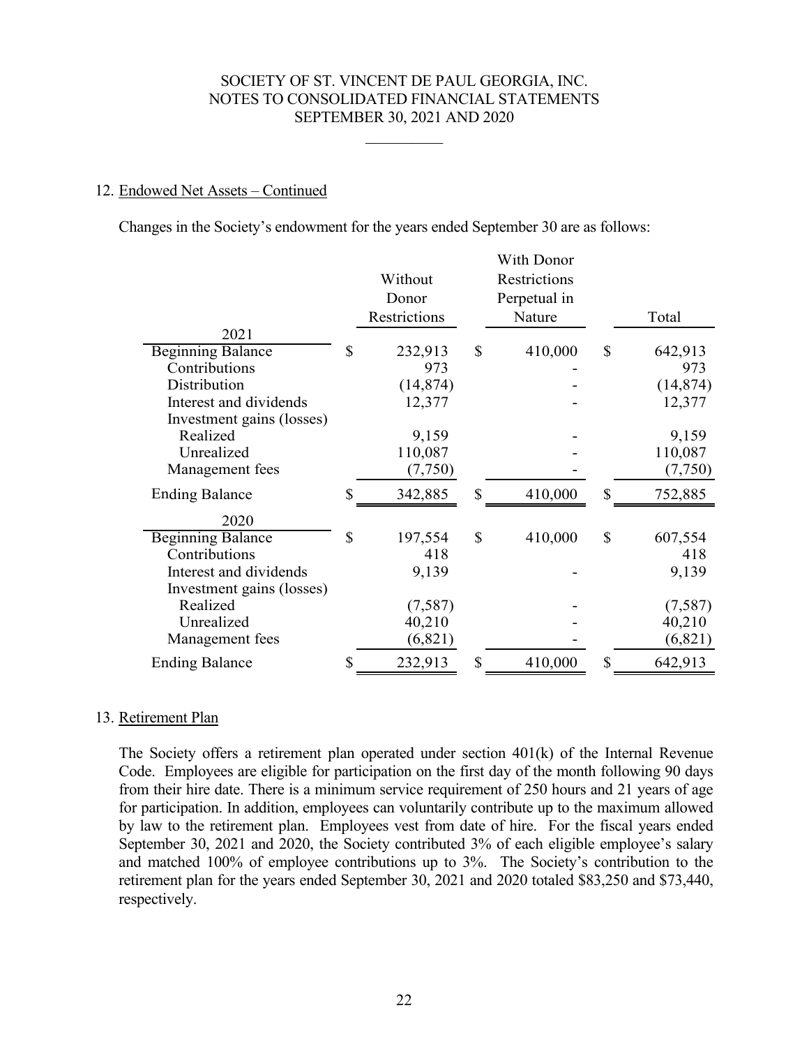## 12. Endowed Net Assets – Continued

Changes in the Society's endowment for the years ended September 30 are as follows:

| | Without Donor Restrictions | With Donor Restrictions Perpetual in Nature | Total |
|---|---|---|---|
| **2021** | | | |
| Beginning Balance | $ 232,913 | $ 410,000 | $ 642,913 |
| Contributions | 973 | - | 973 |
| Distribution | (14,874) | - | (14,874) |
| Interest and dividends | 12,377 | - | 12,377 |
| Investment gains (losses) | | | |
| Realized | 9,159 | - | 9,159 |
| Unrealized | 110,087 | - | 110,087 |
| Management fees | (7,750) | - | (7,750) |
| Ending Balance | $ 342,885 | $ 410,000 | $ 752,885 |
| **2020** | | | |
| Beginning Balance | $ 197,554 | $ 410,000 | $ 607,554 |
| Contributions | 418 | | 418 |
| Interest and dividends | 9,139 | - | 9,139 |
| Investment gains (losses) | | | |
| Realized | (7,587) | - | (7,587) |
| Unrealized | 40,210 | - | 40,210 |
| Management fees | (6,821) | - | (6,821) |
| Ending Balance | $ 232,913 | $ 410,000 | $ 642,913 |

## 13. Retirement Plan

The Society offers a retirement plan operated under section 401(k) of the Internal Revenue Code. Employees are eligible for participation on the first day of the month following 90 days from their hire date. There is a minimum service requirement of 250 hours and 21 years of age for participation. In addition, employees can voluntarily contribute up to the maximum allowed by law to the retirement plan. Employees vest from date of hire. For the fiscal years ended September 30, 2021 and 2020, the Society contributed 3% of each eligible employee's salary and matched 100% of employee contributions up to 3%. The Society's contribution to the retirement plan for the years ended September 30, 2021 and 2020 totaled $83,250 and $73,440, respectively.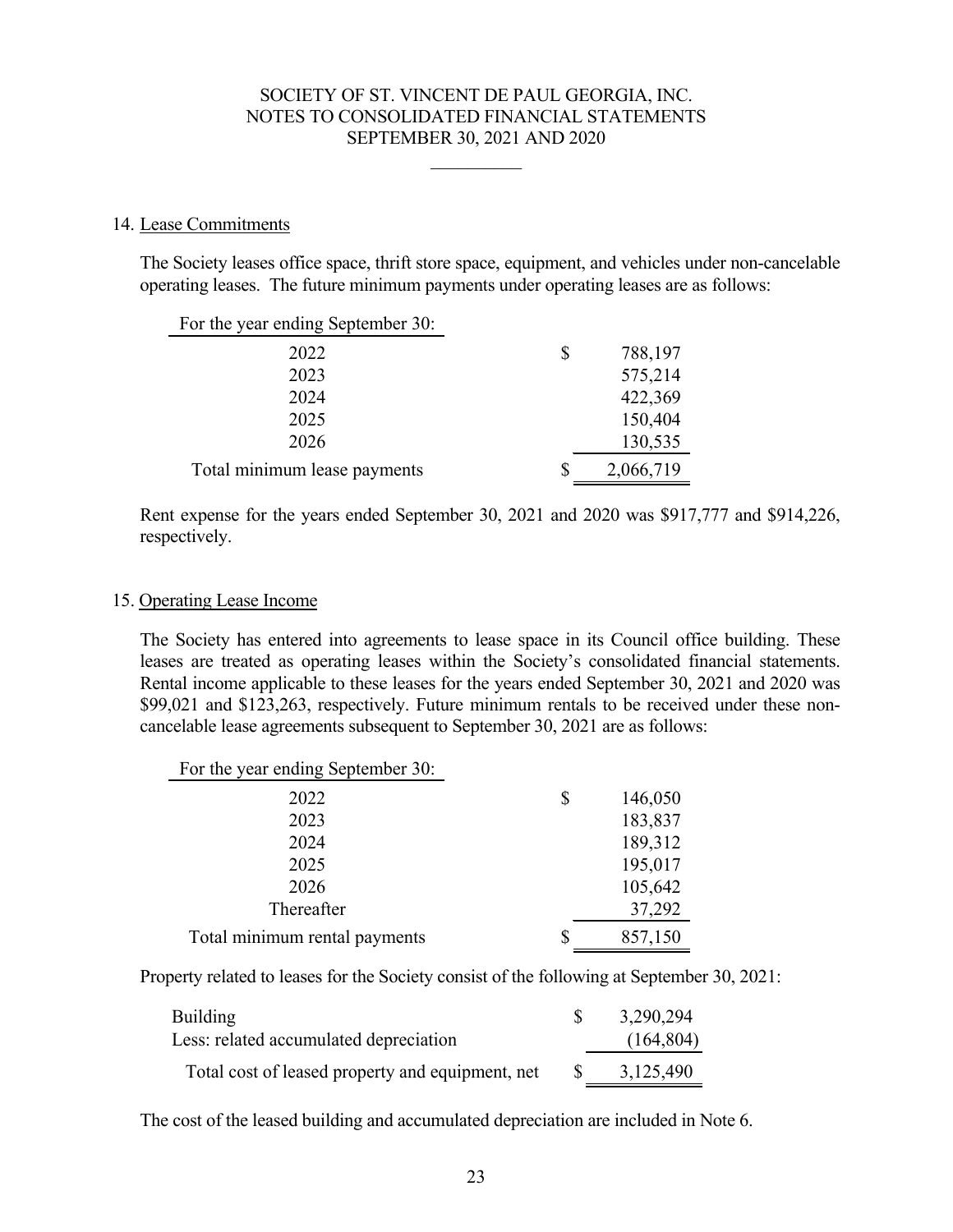## 14. Lease Commitments

The Society leases office space, thrift store space, equipment, and vehicles under non-cancelable operating leases. The future minimum payments under operating leases are as follows:

| For the year ending September 30: | |
|---|---|
| 2022 | $ 788,197 |
| 2023 | 575,214 |
| 2024 | 422,369 |
| 2025 | 150,404 |
| 2026 | 130,535 |
| Total minimum lease payments | $ 2,066,719 |

Rent expense for the years ended September 30, 2021 and 2020 was $917,777 and $914,226, respectively.

## 15. Operating Lease Income

The Society has entered into agreements to lease space in its Council office building. These leases are treated as operating leases within the Society's consolidated financial statements. Rental income applicable to these leases for the years ended September 30, 2021 and 2020 was $99,021 and $123,263, respectively. Future minimum rentals to be received under these non-cancelable lease agreements subsequent to September 30, 2021 are as follows:

| For the year ending September 30: | |
|---|---|
| 2022 | $ 146,050 |
| 2023 | 183,837 |
| 2024 | 189,312 |
| 2025 | 195,017 |
| 2026 | 105,642 |
| Thereafter | 37,292 |
| Total minimum rental payments | $ 857,150 |

Property related to leases for the Society consist of the following at September 30, 2021:

| | |
|---|---|
| Building | $ 3,290,294 |
| Less: related accumulated depreciation | (164,804) |
| Total cost of leased property and equipment, net | $ 3,125,490 |

The cost of the leased building and accumulated depreciation are included in Note 6.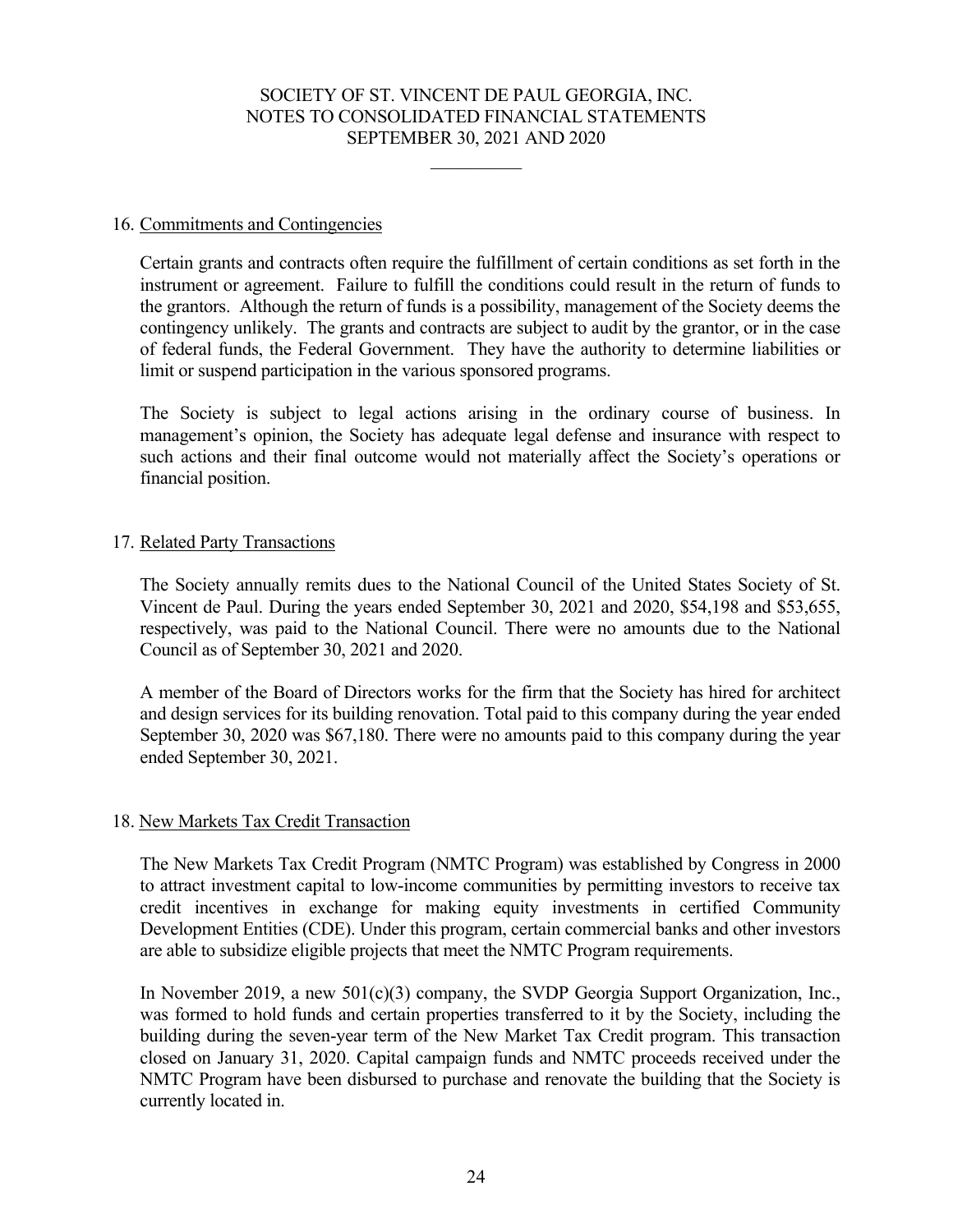## 16. Commitments and Contingencies

Certain grants and contracts often require the fulfillment of certain conditions as set forth in the instrument or agreement. Failure to fulfill the conditions could result in the return of funds to the grantors. Although the return of funds is a possibility, management of the Society deems the contingency unlikely. The grants and contracts are subject to audit by the grantor, or in the case of federal funds, the Federal Government. They have the authority to determine liabilities or limit or suspend participation in the various sponsored programs.

The Society is subject to legal actions arising in the ordinary course of business. In management's opinion, the Society has adequate legal defense and insurance with respect to such actions and their final outcome would not materially affect the Society's operations or financial position.

## 17. Related Party Transactions

The Society annually remits dues to the National Council of the United States Society of St. Vincent de Paul. During the years ended September 30, 2021 and 2020, $54,198 and $53,655, respectively, was paid to the National Council. There were no amounts due to the National Council as of September 30, 2021 and 2020.

A member of the Board of Directors works for the firm that the Society has hired for architect and design services for its building renovation. Total paid to this company during the year ended September 30, 2020 was $67,180. There were no amounts paid to this company during the year ended September 30, 2021.

## 18. New Markets Tax Credit Transaction

The New Markets Tax Credit Program (NMTC Program) was established by Congress in 2000 to attract investment capital to low-income communities by permitting investors to receive tax credit incentives in exchange for making equity investments in certified Community Development Entities (CDE). Under this program, certain commercial banks and other investors are able to subsidize eligible projects that meet the NMTC Program requirements.

In November 2019, a new 501(c)(3) company, the SVDP Georgia Support Organization, Inc., was formed to hold funds and certain properties transferred to it by the Society, including the building during the seven-year term of the New Market Tax Credit program. This transaction closed on January 31, 2020. Capital campaign funds and NMTC proceeds received under the NMTC Program have been disbursed to purchase and renovate the building that the Society is currently located in.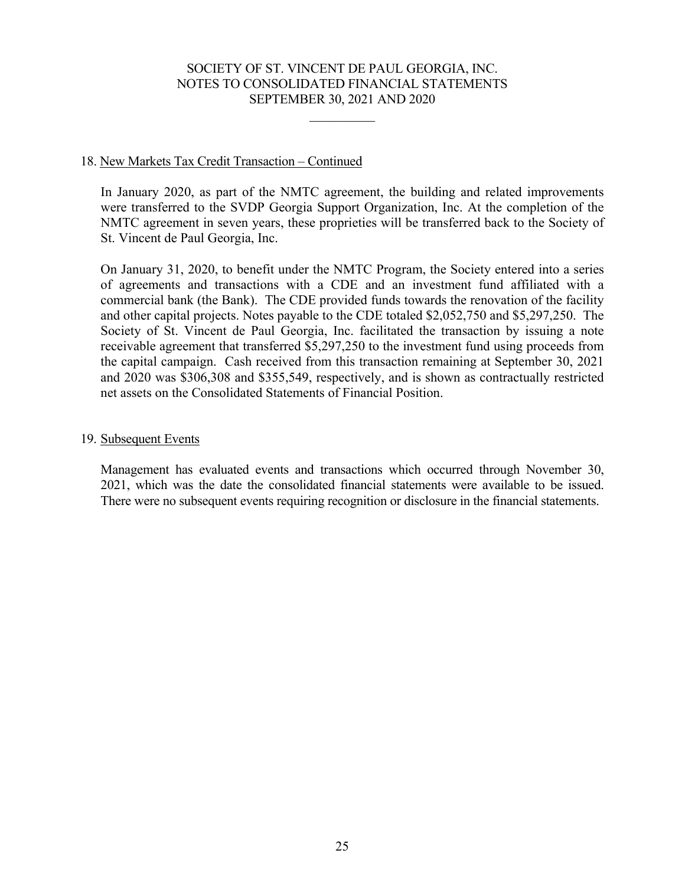## 18. New Markets Tax Credit Transaction – Continued

In January 2020, as part of the NMTC agreement, the building and related improvements were transferred to the SVDP Georgia Support Organization, Inc. At the completion of the NMTC agreement in seven years, these proprieties will be transferred back to the Society of St. Vincent de Paul Georgia, Inc.

On January 31, 2020, to benefit under the NMTC Program, the Society entered into a series of agreements and transactions with a CDE and an investment fund affiliated with a commercial bank (the Bank). The CDE provided funds towards the renovation of the facility and other capital projects. Notes payable to the CDE totaled $2,052,750 and $5,297,250. The Society of St. Vincent de Paul Georgia, Inc. facilitated the transaction by issuing a note receivable agreement that transferred $5,297,250 to the investment fund using proceeds from the capital campaign. Cash received from this transaction remaining at September 30, 2021 and 2020 was $306,308 and $355,549, respectively, and is shown as contractually restricted net assets on the Consolidated Statements of Financial Position.

## 19. Subsequent Events

Management has evaluated events and transactions which occurred through November 30, 2021, which was the date the consolidated financial statements were available to be issued. There were no subsequent events requiring recognition or disclosure in the financial statements.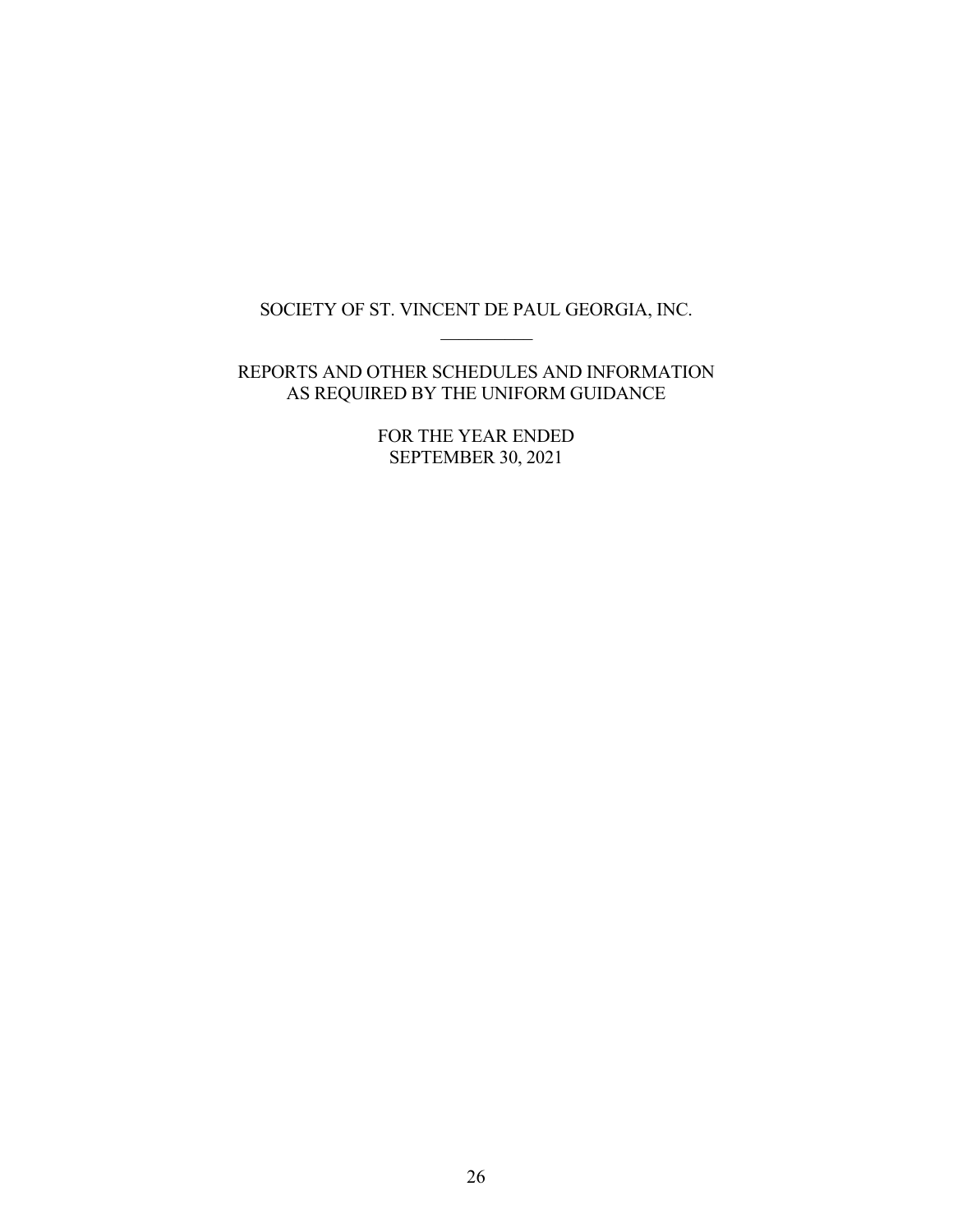SOCIETY OF ST. VINCENT DE PAUL GEORGIA, INC.

---

REPORTS AND OTHER SCHEDULES AND INFORMATION
AS REQUIRED BY THE UNIFORM GUIDANCE

FOR THE YEAR ENDED
SEPTEMBER 30, 2021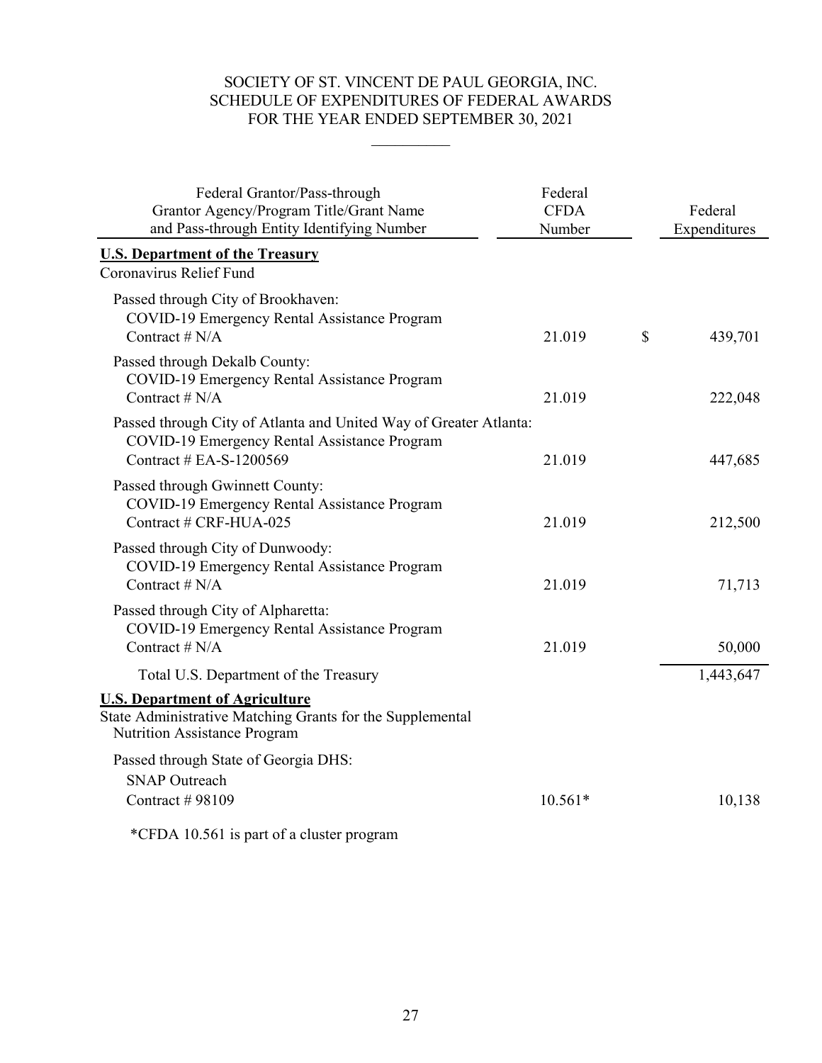# SOCIETY OF ST. VINCENT DE PAUL GEORGIA, INC.
## SCHEDULE OF EXPENDITURES OF FEDERAL AWARDS
## FOR THE YEAR ENDED SEPTEMBER 30, 2021

| Federal Grantor/Pass-through Grantor Agency/Program Title/Grant Name and Pass-through Entity Identifying Number | Federal CFDA Number | Federal Expenditures |
|---|---|---|
| **U.S. Department of the Treasury** | | |
| Coronavirus Relief Fund | | |
| Passed through City of Brookhaven: COVID-19 Emergency Rental Assistance Program Contract # N/A | 21.019 | $ 439,701 |
| Passed through Dekalb County: COVID-19 Emergency Rental Assistance Program Contract # N/A | 21.019 | 222,048 |
| Passed through City of Atlanta and United Way of Greater Atlanta: COVID-19 Emergency Rental Assistance Program Contract # EA-S-1200569 | 21.019 | 447,685 |
| Passed through Gwinnett County: COVID-19 Emergency Rental Assistance Program Contract # CRF-HUA-025 | 21.019 | 212,500 |
| Passed through City of Dunwoody: COVID-19 Emergency Rental Assistance Program Contract # N/A | 21.019 | 71,713 |
| Passed through City of Alpharetta: COVID-19 Emergency Rental Assistance Program Contract # N/A | 21.019 | 50,000 |
| Total U.S. Department of the Treasury | | 1,443,647 |
| **U.S. Department of Agriculture** | | |
| State Administrative Matching Grants for the Supplemental Nutrition Assistance Program | | |
| Passed through State of Georgia DHS: SNAP Outreach Contract # 98109 | 10.561* | 10,138 |

*CFDA 10.561 is part of a cluster program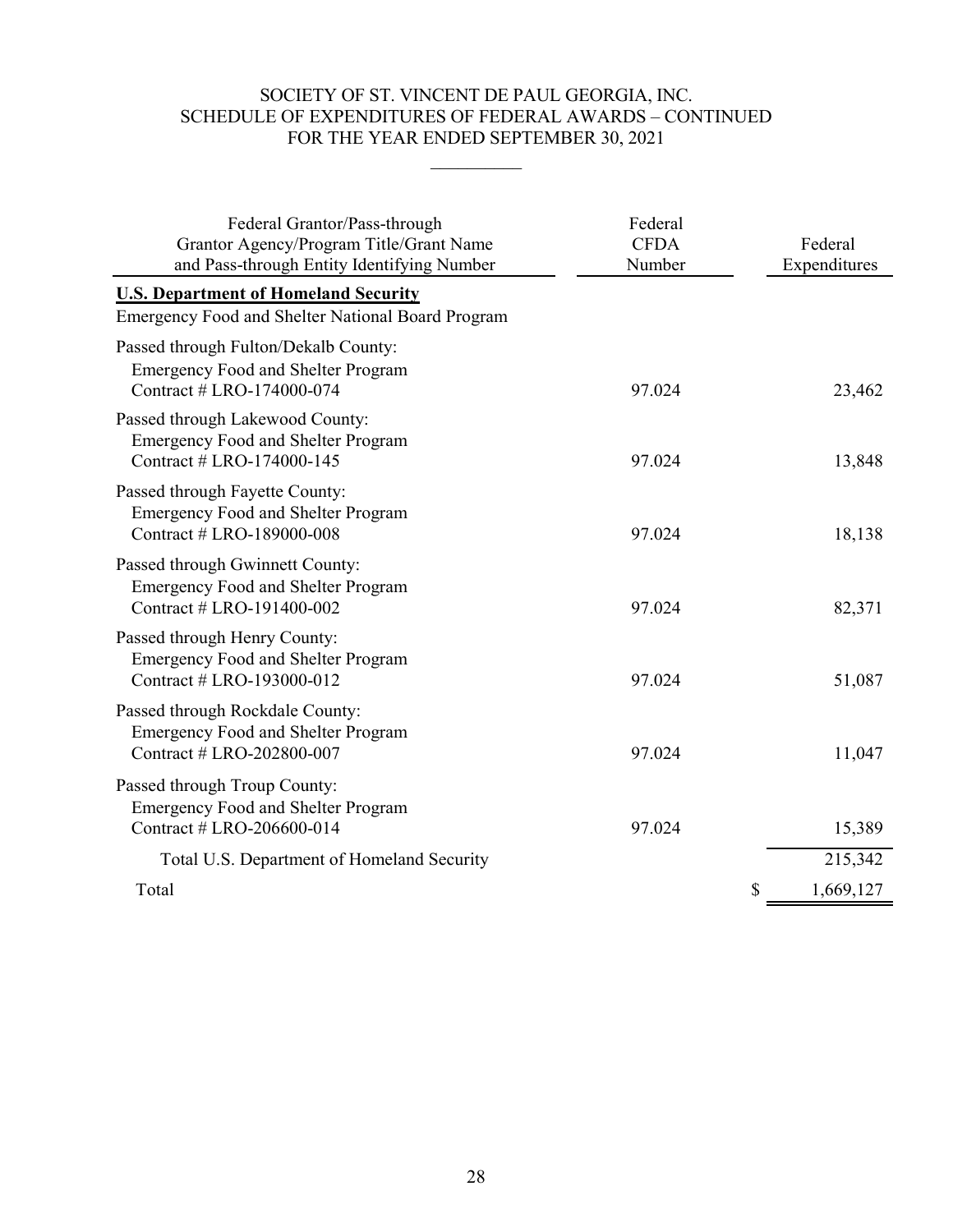SOCIETY OF ST. VINCENT DE PAUL GEORGIA, INC.
SCHEDULE OF EXPENDITURES OF FEDERAL AWARDS – CONTINUED
FOR THE YEAR ENDED SEPTEMBER 30, 2021

| Federal Grantor/Pass-through Grantor Agency/Program Title/Grant Name and Pass-through Entity Identifying Number | Federal CFDA Number | Federal Expenditures |
|---|---|---|
| **U.S. Department of Homeland Security** | | |
| Emergency Food and Shelter National Board Program | | |
| Passed through Fulton/Dekalb County: Emergency Food and Shelter Program Contract # LRO-174000-074 | 97.024 | 23,462 |
| Passed through Lakewood County: Emergency Food and Shelter Program Contract # LRO-174000-145 | 97.024 | 13,848 |
| Passed through Fayette County: Emergency Food and Shelter Program Contract # LRO-189000-008 | 97.024 | 18,138 |
| Passed through Gwinnett County: Emergency Food and Shelter Program Contract # LRO-191400-002 | 97.024 | 82,371 |
| Passed through Henry County: Emergency Food and Shelter Program Contract # LRO-193000-012 | 97.024 | 51,087 |
| Passed through Rockdale County: Emergency Food and Shelter Program Contract # LRO-202800-007 | 97.024 | 11,047 |
| Passed through Troup County: Emergency Food and Shelter Program Contract # LRO-206600-014 | 97.024 | 15,389 |
| Total U.S. Department of Homeland Security | | 215,342 |
| Total | | $ 1,669,127 |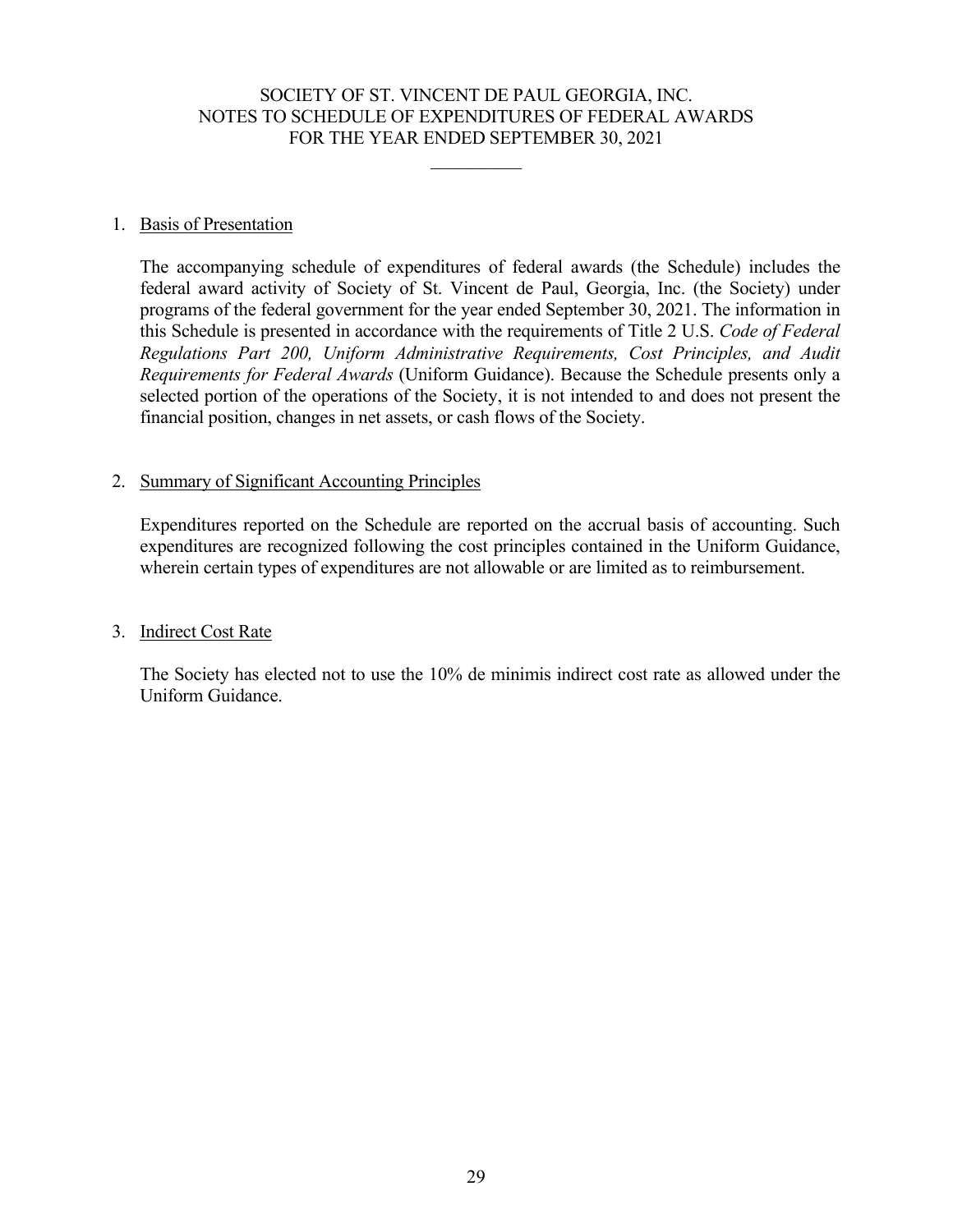# SOCIETY OF ST. VINCENT DE PAUL GEORGIA, INC.
## NOTES TO SCHEDULE OF EXPENDITURES OF FEDERAL AWARDS
## FOR THE YEAR ENDED SEPTEMBER 30, 2021

1. Basis of Presentation

   The accompanying schedule of expenditures of federal awards (the Schedule) includes the federal award activity of Society of St. Vincent de Paul, Georgia, Inc. (the Society) under programs of the federal government for the year ended September 30, 2021. The information in this Schedule is presented in accordance with the requirements of Title 2 U.S. *Code of Federal Regulations Part 200, Uniform Administrative Requirements, Cost Principles, and Audit Requirements for Federal Awards* (Uniform Guidance). Because the Schedule presents only a selected portion of the operations of the Society, it is not intended to and does not present the financial position, changes in net assets, or cash flows of the Society.

2. Summary of Significant Accounting Principles

   Expenditures reported on the Schedule are reported on the accrual basis of accounting. Such expenditures are recognized following the cost principles contained in the Uniform Guidance, wherein certain types of expenditures are not allowable or are limited as to reimbursement.

3. Indirect Cost Rate

   The Society has elected not to use the 10% de minimis indirect cost rate as allowed under the Uniform Guidance.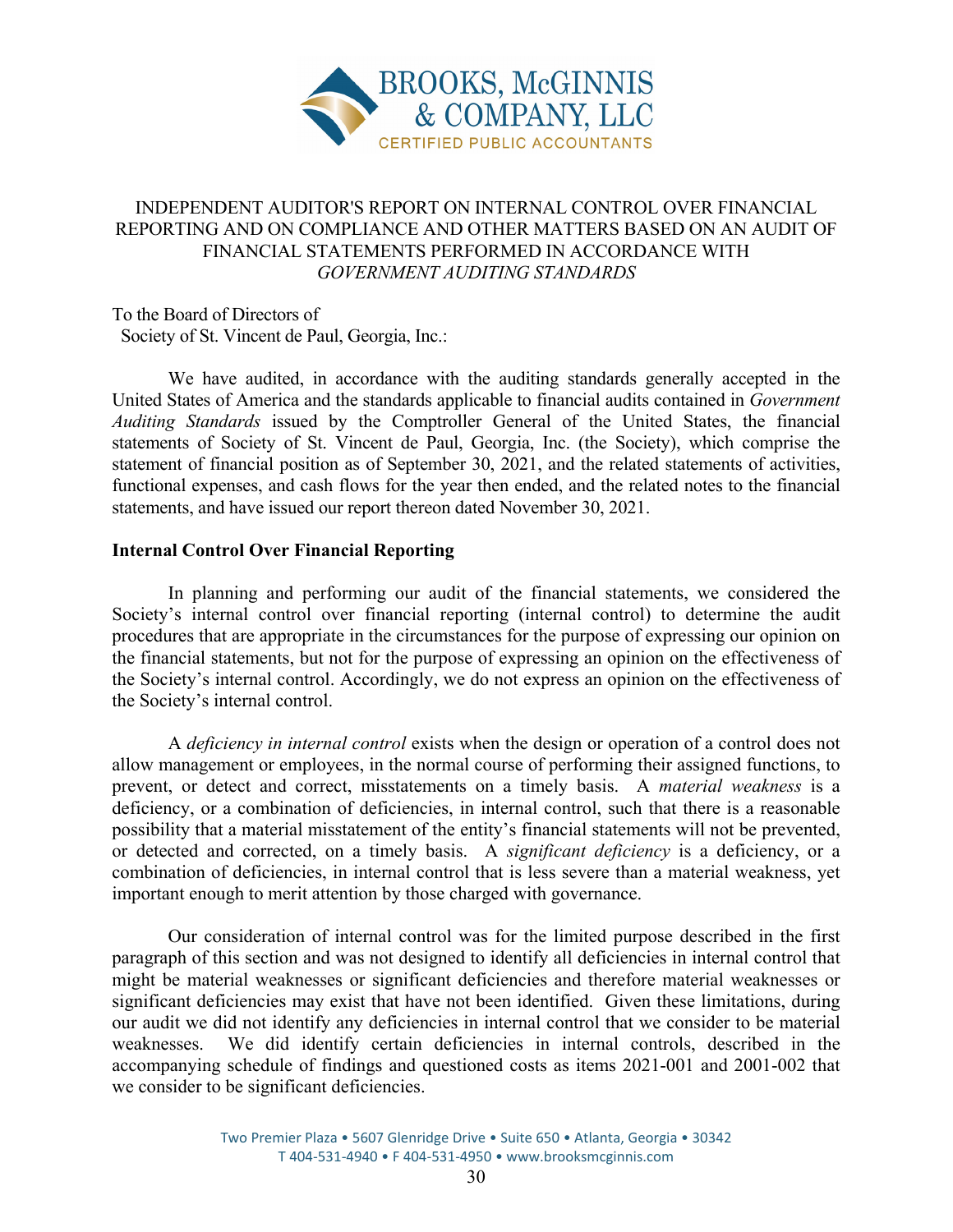BROOKS, McGINNIS & COMPANY, LLC
CERTIFIED PUBLIC ACCOUNTANTS

# INDEPENDENT AUDITOR'S REPORT ON INTERNAL CONTROL OVER FINANCIAL REPORTING AND ON COMPLIANCE AND OTHER MATTERS BASED ON AN AUDIT OF FINANCIAL STATEMENTS PERFORMED IN ACCORDANCE WITH *GOVERNMENT AUDITING STANDARDS*

To the Board of Directors of
Society of St. Vincent de Paul, Georgia, Inc.:

We have audited, in accordance with the auditing standards generally accepted in the United States of America and the standards applicable to financial audits contained in *Government Auditing Standards* issued by the Comptroller General of the United States, the financial statements of Society of St. Vincent de Paul, Georgia, Inc. (the Society), which comprise the statement of financial position as of September 30, 2021, and the related statements of activities, functional expenses, and cash flows for the year then ended, and the related notes to the financial statements, and have issued our report thereon dated November 30, 2021.

**Internal Control Over Financial Reporting**

In planning and performing our audit of the financial statements, we considered the Society's internal control over financial reporting (internal control) to determine the audit procedures that are appropriate in the circumstances for the purpose of expressing our opinion on the financial statements, but not for the purpose of expressing an opinion on the effectiveness of the Society's internal control. Accordingly, we do not express an opinion on the effectiveness of the Society's internal control.

A *deficiency in internal control* exists when the design or operation of a control does not allow management or employees, in the normal course of performing their assigned functions, to prevent, or detect and correct, misstatements on a timely basis. A *material weakness* is a deficiency, or a combination of deficiencies, in internal control, such that there is a reasonable possibility that a material misstatement of the entity's financial statements will not be prevented, or detected and corrected, on a timely basis. A *significant deficiency* is a deficiency, or a combination of deficiencies, in internal control that is less severe than a material weakness, yet important enough to merit attention by those charged with governance.

Our consideration of internal control was for the limited purpose described in the first paragraph of this section and was not designed to identify all deficiencies in internal control that might be material weaknesses or significant deficiencies and therefore material weaknesses or significant deficiencies may exist that have not been identified. Given these limitations, during our audit we did not identify any deficiencies in internal control that we consider to be material weaknesses. We did identify certain deficiencies in internal controls, described in the accompanying schedule of findings and questioned costs as items 2021-001 and 2001-002 that we consider to be significant deficiencies.

Two Premier Plaza • 5607 Glenridge Drive • Suite 650 • Atlanta, Georgia • 30342
T 404-531-4940 • F 404-531-4950 • www.brooksmcginnis.com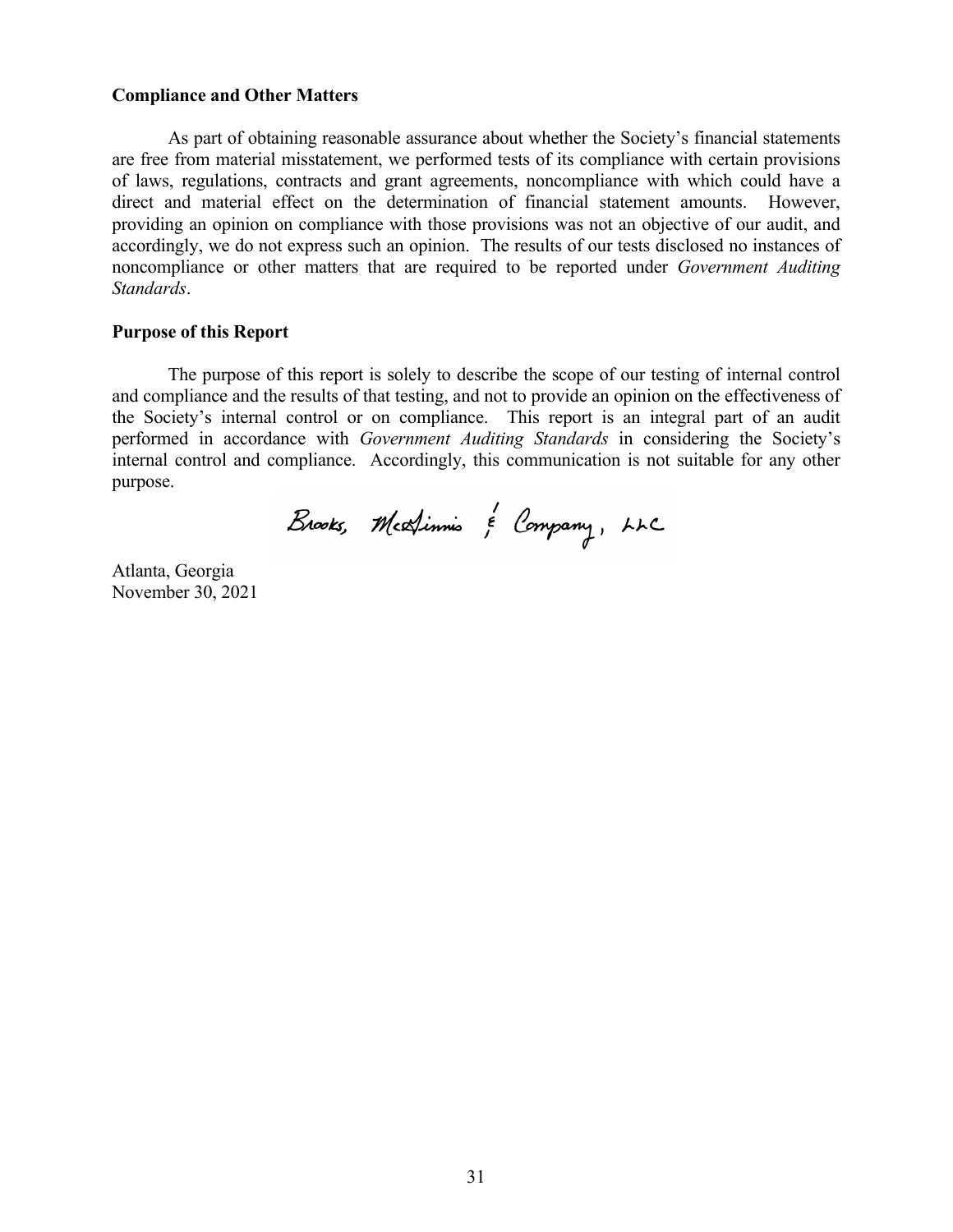### Compliance and Other Matters

As part of obtaining reasonable assurance about whether the Society's financial statements are free from material misstatement, we performed tests of its compliance with certain provisions of laws, regulations, contracts and grant agreements, noncompliance with which could have a direct and material effect on the determination of financial statement amounts. However, providing an opinion on compliance with those provisions was not an objective of our audit, and accordingly, we do not express such an opinion. The results of our tests disclosed no instances of noncompliance or other matters that are required to be reported under *Government Auditing Standards*.

### Purpose of this Report

The purpose of this report is solely to describe the scope of our testing of internal control and compliance and the results of that testing, and not to provide an opinion on the effectiveness of the Society's internal control or on compliance. This report is an integral part of an audit performed in accordance with *Government Auditing Standards* in considering the Society's internal control and compliance. Accordingly, this communication is not suitable for any other purpose.

Brooks, McGinnis & Company, LLC

Atlanta, Georgia
November 30, 2021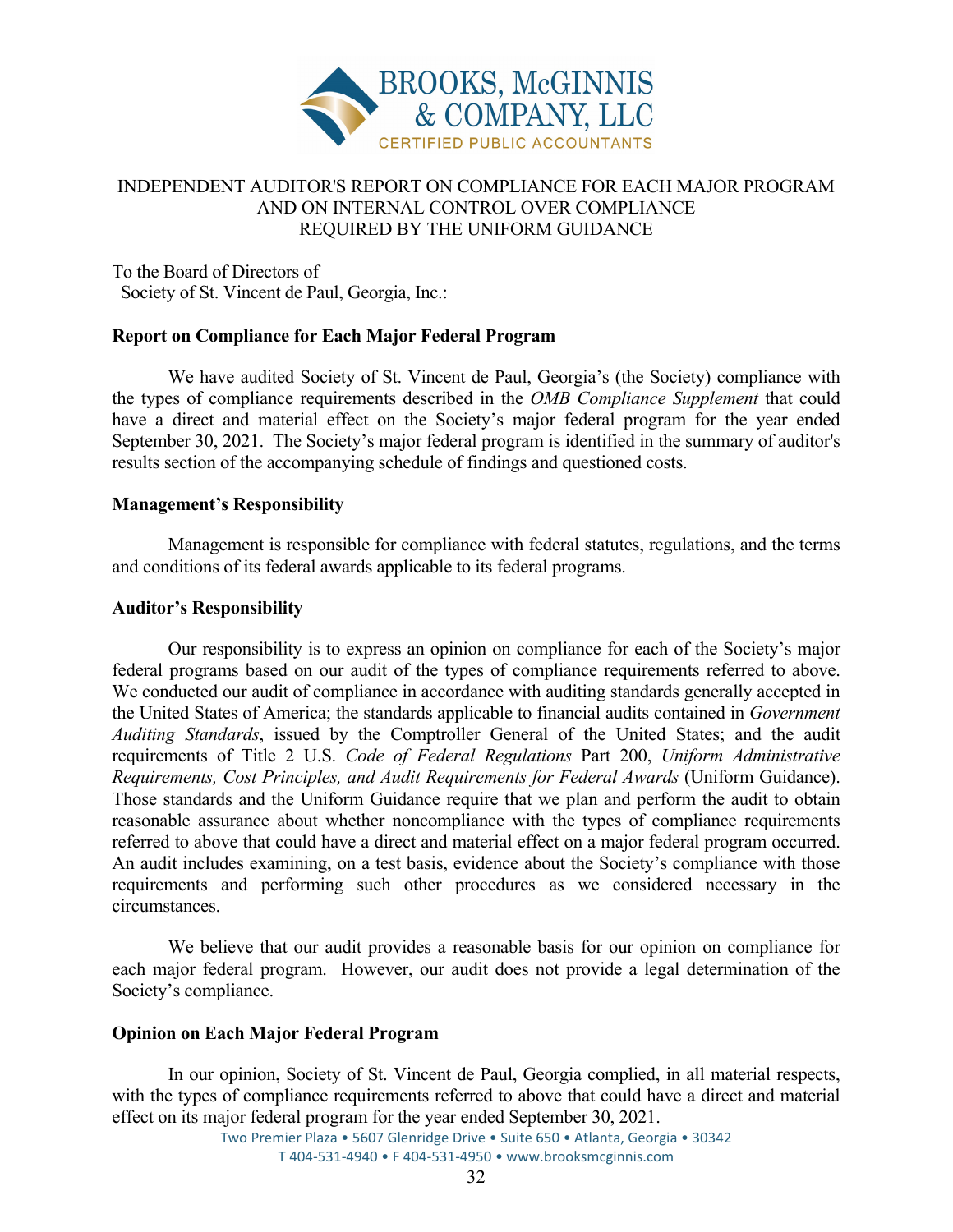BROOKS, McGINNIS & COMPANY, LLC
CERTIFIED PUBLIC ACCOUNTANTS

# INDEPENDENT AUDITOR'S REPORT ON COMPLIANCE FOR EACH MAJOR PROGRAM AND ON INTERNAL CONTROL OVER COMPLIANCE REQUIRED BY THE UNIFORM GUIDANCE

To the Board of Directors of
Society of St. Vincent de Paul, Georgia, Inc.:

## Report on Compliance for Each Major Federal Program

We have audited Society of St. Vincent de Paul, Georgia's (the Society) compliance with the types of compliance requirements described in the *OMB Compliance Supplement* that could have a direct and material effect on the Society's major federal program for the year ended September 30, 2021. The Society's major federal program is identified in the summary of auditor's results section of the accompanying schedule of findings and questioned costs.

## Management's Responsibility

Management is responsible for compliance with federal statutes, regulations, and the terms and conditions of its federal awards applicable to its federal programs.

## Auditor's Responsibility

Our responsibility is to express an opinion on compliance for each of the Society's major federal programs based on our audit of the types of compliance requirements referred to above. We conducted our audit of compliance in accordance with auditing standards generally accepted in the United States of America; the standards applicable to financial audits contained in *Government Auditing Standards*, issued by the Comptroller General of the United States; and the audit requirements of Title 2 U.S. *Code of Federal Regulations* Part 200, *Uniform Administrative Requirements, Cost Principles, and Audit Requirements for Federal Awards* (Uniform Guidance). Those standards and the Uniform Guidance require that we plan and perform the audit to obtain reasonable assurance about whether noncompliance with the types of compliance requirements referred to above that could have a direct and material effect on a major federal program occurred. An audit includes examining, on a test basis, evidence about the Society's compliance with those requirements and performing such other procedures as we considered necessary in the circumstances.

We believe that our audit provides a reasonable basis for our opinion on compliance for each major federal program. However, our audit does not provide a legal determination of the Society's compliance.

## Opinion on Each Major Federal Program

In our opinion, Society of St. Vincent de Paul, Georgia complied, in all material respects, with the types of compliance requirements referred to above that could have a direct and material effect on its major federal program for the year ended September 30, 2021.

Two Premier Plaza • 5607 Glenridge Drive • Suite 650 • Atlanta, Georgia • 30342
T 404-531-4940 • F 404-531-4950 • www.brooksmcginnis.com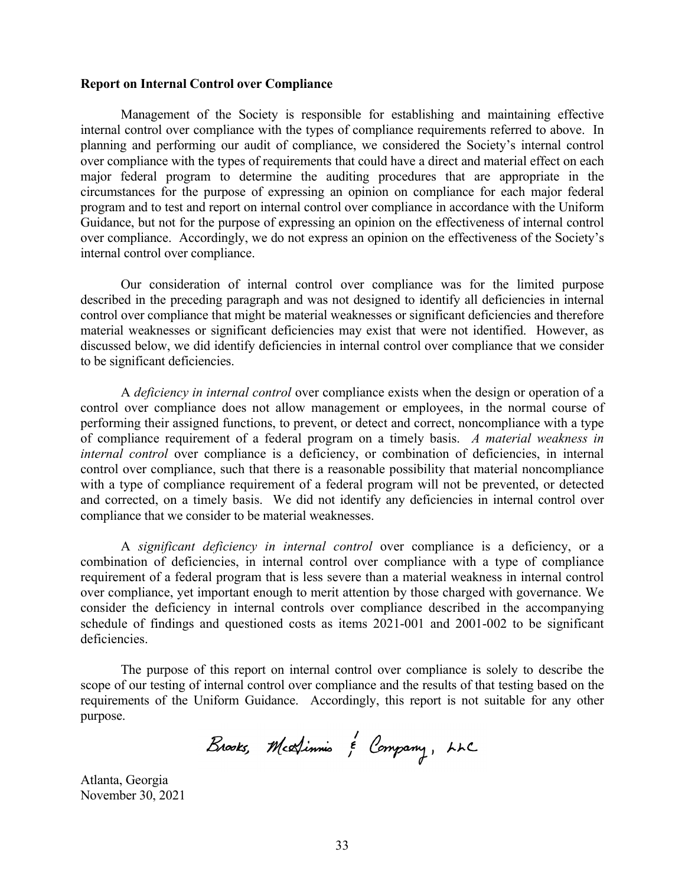**Report on Internal Control over Compliance**

Management of the Society is responsible for establishing and maintaining effective internal control over compliance with the types of compliance requirements referred to above. In planning and performing our audit of compliance, we considered the Society's internal control over compliance with the types of requirements that could have a direct and material effect on each major federal program to determine the auditing procedures that are appropriate in the circumstances for the purpose of expressing an opinion on compliance for each major federal program and to test and report on internal control over compliance in accordance with the Uniform Guidance, but not for the purpose of expressing an opinion on the effectiveness of internal control over compliance. Accordingly, we do not express an opinion on the effectiveness of the Society's internal control over compliance.

Our consideration of internal control over compliance was for the limited purpose described in the preceding paragraph and was not designed to identify all deficiencies in internal control over compliance that might be material weaknesses or significant deficiencies and therefore material weaknesses or significant deficiencies may exist that were not identified. However, as discussed below, we did identify deficiencies in internal control over compliance that we consider to be significant deficiencies.

A *deficiency in internal control* over compliance exists when the design or operation of a control over compliance does not allow management or employees, in the normal course of performing their assigned functions, to prevent, or detect and correct, noncompliance with a type of compliance requirement of a federal program on a timely basis. *A material weakness in internal control* over compliance is a deficiency, or combination of deficiencies, in internal control over compliance, such that there is a reasonable possibility that material noncompliance with a type of compliance requirement of a federal program will not be prevented, or detected and corrected, on a timely basis. We did not identify any deficiencies in internal control over compliance that we consider to be material weaknesses.

A *significant deficiency in internal control* over compliance is a deficiency, or a combination of deficiencies, in internal control over compliance with a type of compliance requirement of a federal program that is less severe than a material weakness in internal control over compliance, yet important enough to merit attention by those charged with governance. We consider the deficiency in internal controls over compliance described in the accompanying schedule of findings and questioned costs as items 2021-001 and 2001-002 to be significant deficiencies.

The purpose of this report on internal control over compliance is solely to describe the scope of our testing of internal control over compliance and the results of that testing based on the requirements of the Uniform Guidance. Accordingly, this report is not suitable for any other purpose.

Brooks, McGinnis & Company, LLC

Atlanta, Georgia
November 30, 2021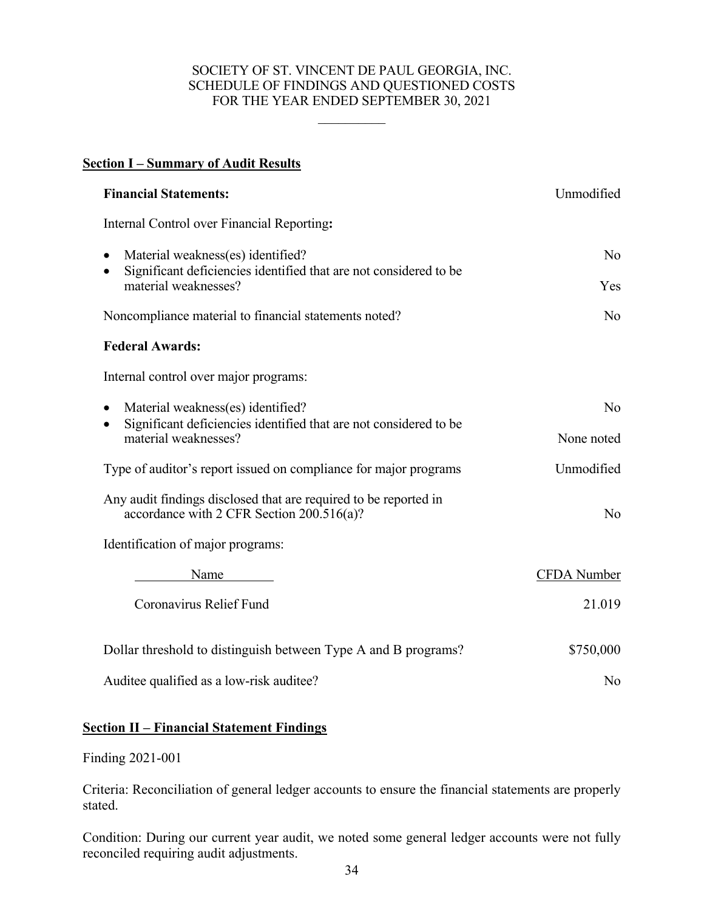SOCIETY OF ST. VINCENT DE PAUL GEORGIA, INC.
SCHEDULE OF FINDINGS AND QUESTIONED COSTS
FOR THE YEAR ENDED SEPTEMBER 30, 2021

## Section I – Summary of Audit Results

| | |
|---|---|
| **Financial Statements:** | Unmodified |
| Internal Control over Financial Reporting**:** | |
| • Material weakness(es) identified? | No |
| • Significant deficiencies identified that are not considered to be material weaknesses? | Yes |
| Noncompliance material to financial statements noted? | No |
| **Federal Awards:** | |
| Internal control over major programs: | |
| • Material weakness(es) identified? | No |
| • Significant deficiencies identified that are not considered to be material weaknesses? | None noted |
| Type of auditor's report issued on compliance for major programs | Unmodified |
| Any audit findings disclosed that are required to be reported in accordance with 2 CFR Section 200.516(a)? | No |
| Identification of major programs: | |

| Name | CFDA Number |
|---|---|
| Coronavirus Relief Fund | 21.019 |

| | |
|---|---|
| Dollar threshold to distinguish between Type A and B programs? | $750,000 |
| Auditee qualified as a low-risk auditee? | No |

## Section II – Financial Statement Findings

Finding 2021-001

Criteria: Reconciliation of general ledger accounts to ensure the financial statements are properly stated.

Condition: During our current year audit, we noted some general ledger accounts were not fully reconciled requiring audit adjustments.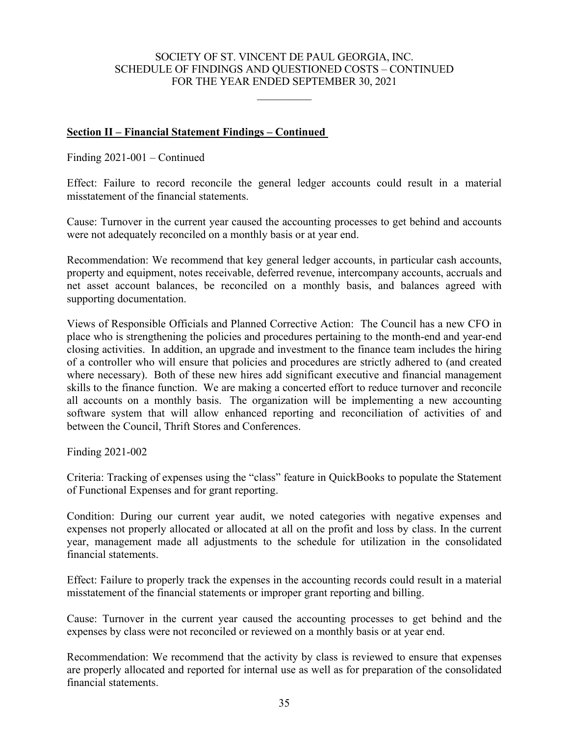SOCIETY OF ST. VINCENT DE PAUL GEORGIA, INC.
SCHEDULE OF FINDINGS AND QUESTIONED COSTS – CONTINUED
FOR THE YEAR ENDED SEPTEMBER 30, 2021

**Section II – Financial Statement Findings – Continued**

Finding 2021-001 – Continued

Effect: Failure to record reconcile the general ledger accounts could result in a material misstatement of the financial statements.

Cause: Turnover in the current year caused the accounting processes to get behind and accounts were not adequately reconciled on a monthly basis or at year end.

Recommendation: We recommend that key general ledger accounts, in particular cash accounts, property and equipment, notes receivable, deferred revenue, intercompany accounts, accruals and net asset account balances, be reconciled on a monthly basis, and balances agreed with supporting documentation.

Views of Responsible Officials and Planned Corrective Action: The Council has a new CFO in place who is strengthening the policies and procedures pertaining to the month-end and year-end closing activities. In addition, an upgrade and investment to the finance team includes the hiring of a controller who will ensure that policies and procedures are strictly adhered to (and created where necessary). Both of these new hires add significant executive and financial management skills to the finance function. We are making a concerted effort to reduce turnover and reconcile all accounts on a monthly basis. The organization will be implementing a new accounting software system that will allow enhanced reporting and reconciliation of activities of and between the Council, Thrift Stores and Conferences.

Finding 2021-002

Criteria: Tracking of expenses using the "class" feature in QuickBooks to populate the Statement of Functional Expenses and for grant reporting.

Condition: During our current year audit, we noted categories with negative expenses and expenses not properly allocated or allocated at all on the profit and loss by class. In the current year, management made all adjustments to the schedule for utilization in the consolidated financial statements.

Effect: Failure to properly track the expenses in the accounting records could result in a material misstatement of the financial statements or improper grant reporting and billing.

Cause: Turnover in the current year caused the accounting processes to get behind and the expenses by class were not reconciled or reviewed on a monthly basis or at year end.

Recommendation: We recommend that the activity by class is reviewed to ensure that expenses are properly allocated and reported for internal use as well as for preparation of the consolidated financial statements.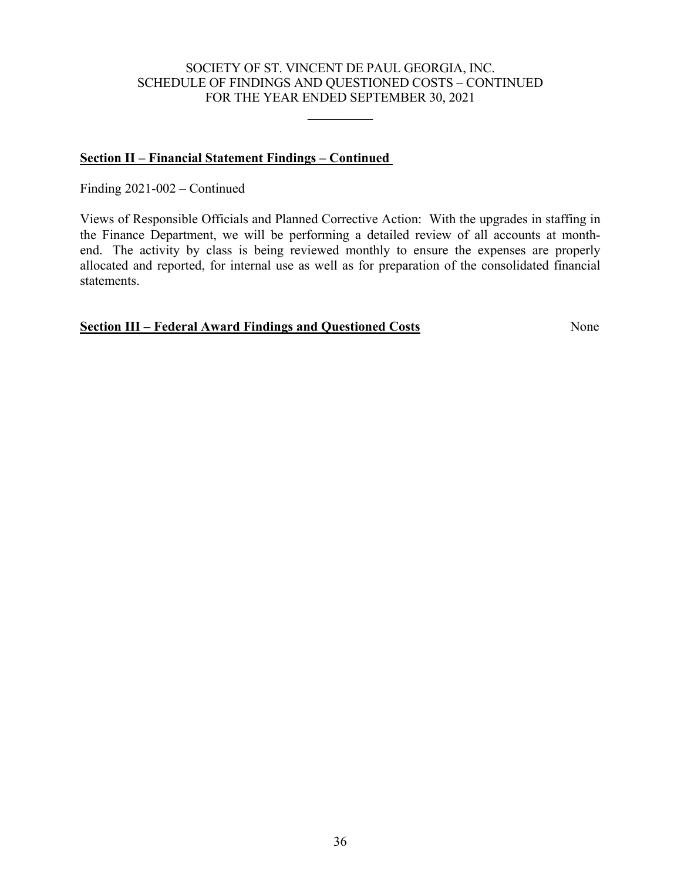SOCIETY OF ST. VINCENT DE PAUL GEORGIA, INC.
SCHEDULE OF FINDINGS AND QUESTIONED COSTS – CONTINUED
FOR THE YEAR ENDED SEPTEMBER 30, 2021

**Section II – Financial Statement Findings – Continued**

Finding 2021-002 – Continued

Views of Responsible Officials and Planned Corrective Action: With the upgrades in staffing in the Finance Department, we will be performing a detailed review of all accounts at month-end. The activity by class is being reviewed monthly to ensure the expenses are properly allocated and reported, for internal use as well as for preparation of the consolidated financial statements.

**Section III – Federal Award Findings and Questioned Costs** None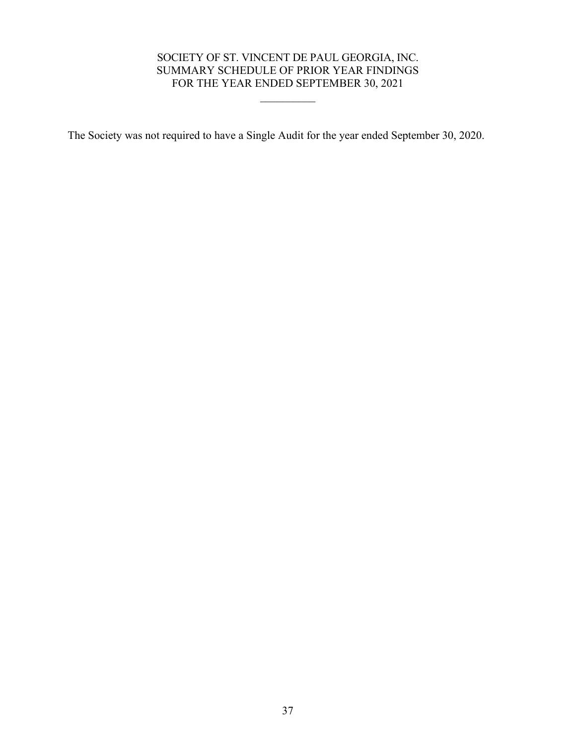# SOCIETY OF ST. VINCENT DE PAUL GEORGIA, INC.
## SUMMARY SCHEDULE OF PRIOR YEAR FINDINGS
## FOR THE YEAR ENDED SEPTEMBER 30, 2021

The Society was not required to have a Single Audit for the year ended September 30, 2020.